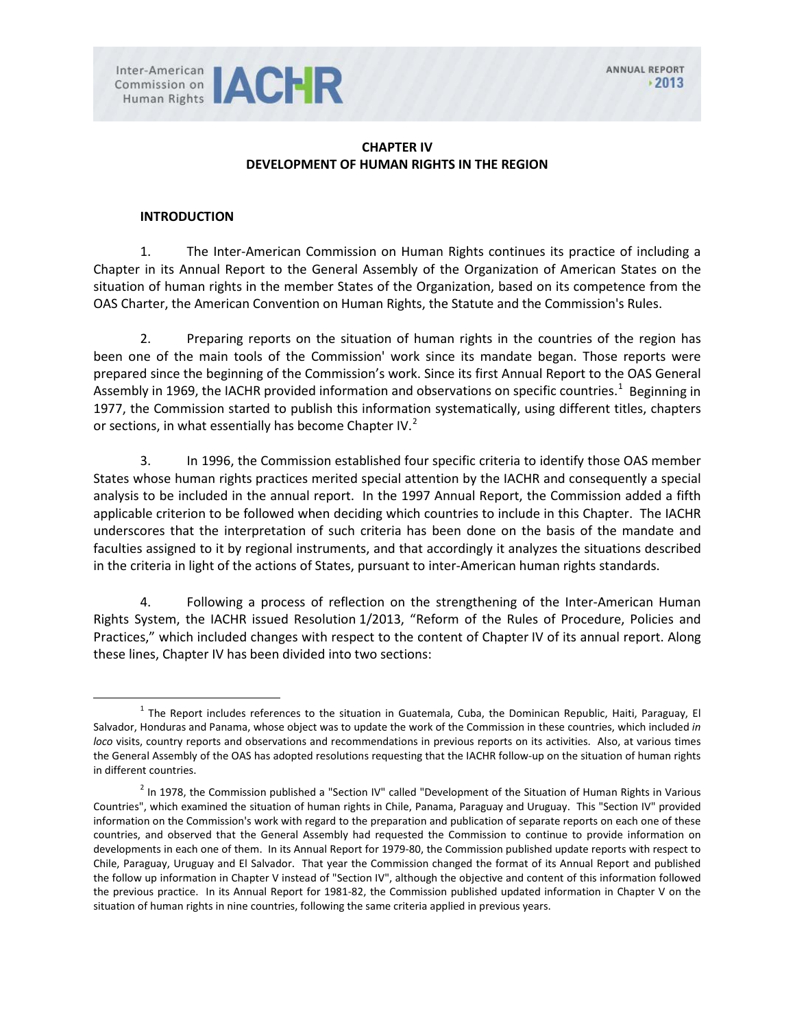# CHAPTER IV
# DEVELOPMENT OF HUMAN RIGHTS IN THE REGION

## INTRODUCTION

1. The Inter-American Commission on Human Rights continues its practice of including a Chapter in its Annual Report to the General Assembly of the Organization of American States on the situation of human rights in the member States of the Organization, based on its competence from the OAS Charter, the American Convention on Human Rights, the Statute and the Commission's Rules.

2. Preparing reports on the situation of human rights in the countries of the region has been one of the main tools of the Commission' work since its mandate began. Those reports were prepared since the beginning of the Commission's work. Since its first Annual Report to the OAS General Assembly in 1969, the IACHR provided information and observations on specific countries.[1] Beginning in 1977, the Commission started to publish this information systematically, using different titles, chapters or sections, in what essentially has become Chapter IV.[2]

3. In 1996, the Commission established four specific criteria to identify those OAS member States whose human rights practices merited special attention by the IACHR and consequently a special analysis to be included in the annual report. In the 1997 Annual Report, the Commission added a fifth applicable criterion to be followed when deciding which countries to include in this Chapter. The IACHR underscores that the interpretation of such criteria has been done on the basis of the mandate and faculties assigned to it by regional instruments, and that accordingly it analyzes the situations described in the criteria in light of the actions of States, pursuant to inter-American human rights standards.

4. Following a process of reflection on the strengthening of the Inter-American Human Rights System, the IACHR issued Resolution 1/2013, "Reform of the Rules of Procedure, Policies and Practices," which included changes with respect to the content of Chapter IV of its annual report. Along these lines, Chapter IV has been divided into two sections:

---

[1] The Report includes references to the situation in Guatemala, Cuba, the Dominican Republic, Haiti, Paraguay, El Salvador, Honduras and Panama, whose object was to update the work of the Commission in these countries, which included *in loco* visits, country reports and observations and recommendations in previous reports on its activities. Also, at various times the General Assembly of the OAS has adopted resolutions requesting that the IACHR follow-up on the situation of human rights in different countries.

[2] In 1978, the Commission published a "Section IV" called "Development of the Situation of Human Rights in Various Countries", which examined the situation of human rights in Chile, Panama, Paraguay and Uruguay. This "Section IV" provided information on the Commission's work with regard to the preparation and publication of separate reports on each one of these countries, and observed that the General Assembly had requested the Commission to continue to provide information on developments in each one of them. In its Annual Report for 1979-80, the Commission published update reports with respect to Chile, Paraguay, Uruguay and El Salvador. That year the Commission changed the format of its Annual Report and published the follow up information in Chapter V instead of "Section IV", although the objective and content of this information followed the previous practice. In its Annual Report for 1981-82, the Commission published updated information in Chapter V on the situation of human rights in nine countries, following the same criteria applied in previous years.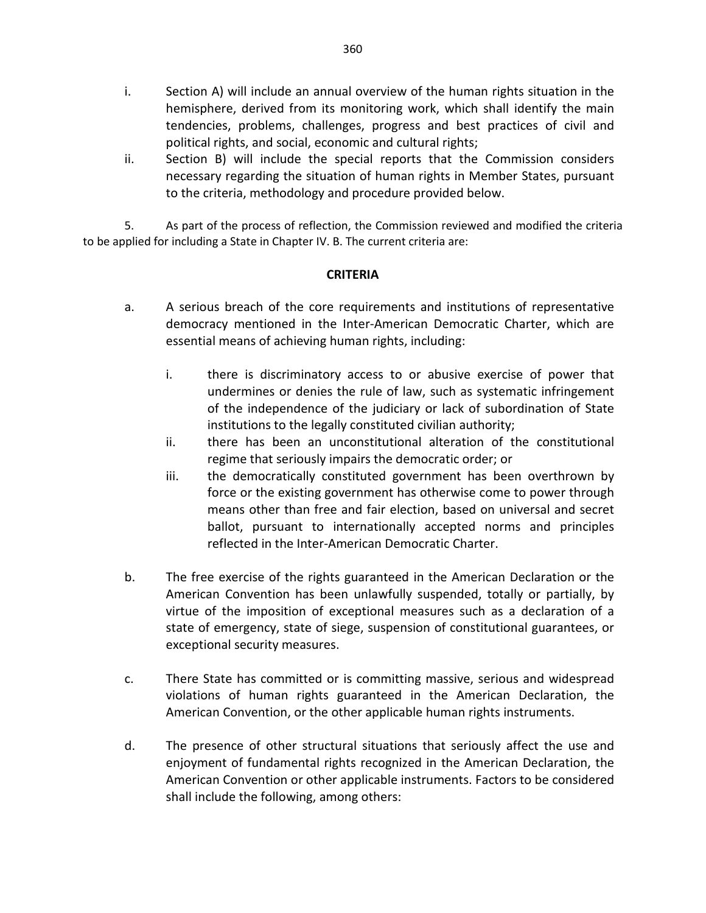i. Section A) will include an annual overview of the human rights situation in the hemisphere, derived from its monitoring work, which shall identify the main tendencies, problems, challenges, progress and best practices of civil and political rights, and social, economic and cultural rights;

ii. Section B) will include the special reports that the Commission considers necessary regarding the situation of human rights in Member States, pursuant to the criteria, methodology and procedure provided below.

5. As part of the process of reflection, the Commission reviewed and modified the criteria to be applied for including a State in Chapter IV. B. The current criteria are:

**CRITERIA**

a. A serious breach of the core requirements and institutions of representative democracy mentioned in the Inter-American Democratic Charter, which are essential means of achieving human rights, including:

   i. there is discriminatory access to or abusive exercise of power that undermines or denies the rule of law, such as systematic infringement of the independence of the judiciary or lack of subordination of State institutions to the legally constituted civilian authority;

   ii. there has been an unconstitutional alteration of the constitutional regime that seriously impairs the democratic order; or

   iii. the democratically constituted government has been overthrown by force or the existing government has otherwise come to power through means other than free and fair election, based on universal and secret ballot, pursuant to internationally accepted norms and principles reflected in the Inter-American Democratic Charter.

b. The free exercise of the rights guaranteed in the American Declaration or the American Convention has been unlawfully suspended, totally or partially, by virtue of the imposition of exceptional measures such as a declaration of a state of emergency, state of siege, suspension of constitutional guarantees, or exceptional security measures.

c. There State has committed or is committing massive, serious and widespread violations of human rights guaranteed in the American Declaration, the American Convention, or the other applicable human rights instruments.

d. The presence of other structural situations that seriously affect the use and enjoyment of fundamental rights recognized in the American Declaration, the American Convention or other applicable instruments. Factors to be considered shall include the following, among others: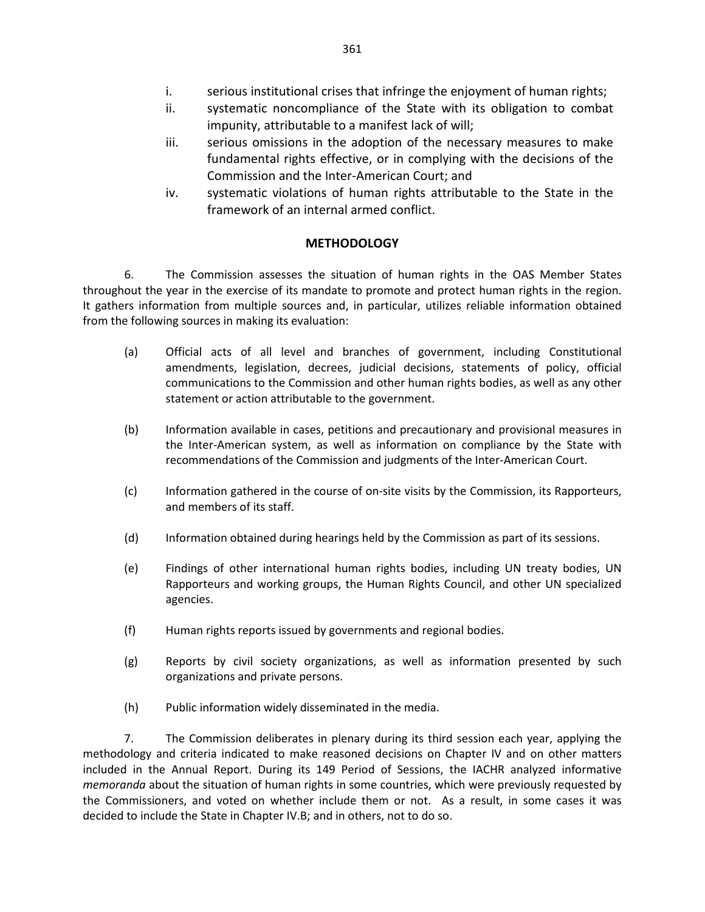i. serious institutional crises that infringe the enjoyment of human rights;
ii. systematic noncompliance of the State with its obligation to combat impunity, attributable to a manifest lack of will;
iii. serious omissions in the adoption of the necessary measures to make fundamental rights effective, or in complying with the decisions of the Commission and the Inter-American Court; and
iv. systematic violations of human rights attributable to the State in the framework of an internal armed conflict.

## METHODOLOGY

6. The Commission assesses the situation of human rights in the OAS Member States throughout the year in the exercise of its mandate to promote and protect human rights in the region. It gathers information from multiple sources and, in particular, utilizes reliable information obtained from the following sources in making its evaluation:

(a) Official acts of all level and branches of government, including Constitutional amendments, legislation, decrees, judicial decisions, statements of policy, official communications to the Commission and other human rights bodies, as well as any other statement or action attributable to the government.

(b) Information available in cases, petitions and precautionary and provisional measures in the Inter-American system, as well as information on compliance by the State with recommendations of the Commission and judgments of the Inter-American Court.

(c) Information gathered in the course of on-site visits by the Commission, its Rapporteurs, and members of its staff.

(d) Information obtained during hearings held by the Commission as part of its sessions.

(e) Findings of other international human rights bodies, including UN treaty bodies, UN Rapporteurs and working groups, the Human Rights Council, and other UN specialized agencies.

(f) Human rights reports issued by governments and regional bodies.

(g) Reports by civil society organizations, as well as information presented by such organizations and private persons.

(h) Public information widely disseminated in the media.

7. The Commission deliberates in plenary during its third session each year, applying the methodology and criteria indicated to make reasoned decisions on Chapter IV and on other matters included in the Annual Report. During its 149 Period of Sessions, the IACHR analyzed informative *memoranda* about the situation of human rights in some countries, which were previously requested by the Commissioners, and voted on whether include them or not. As a result, in some cases it was decided to include the State in Chapter IV.B; and in others, not to do so.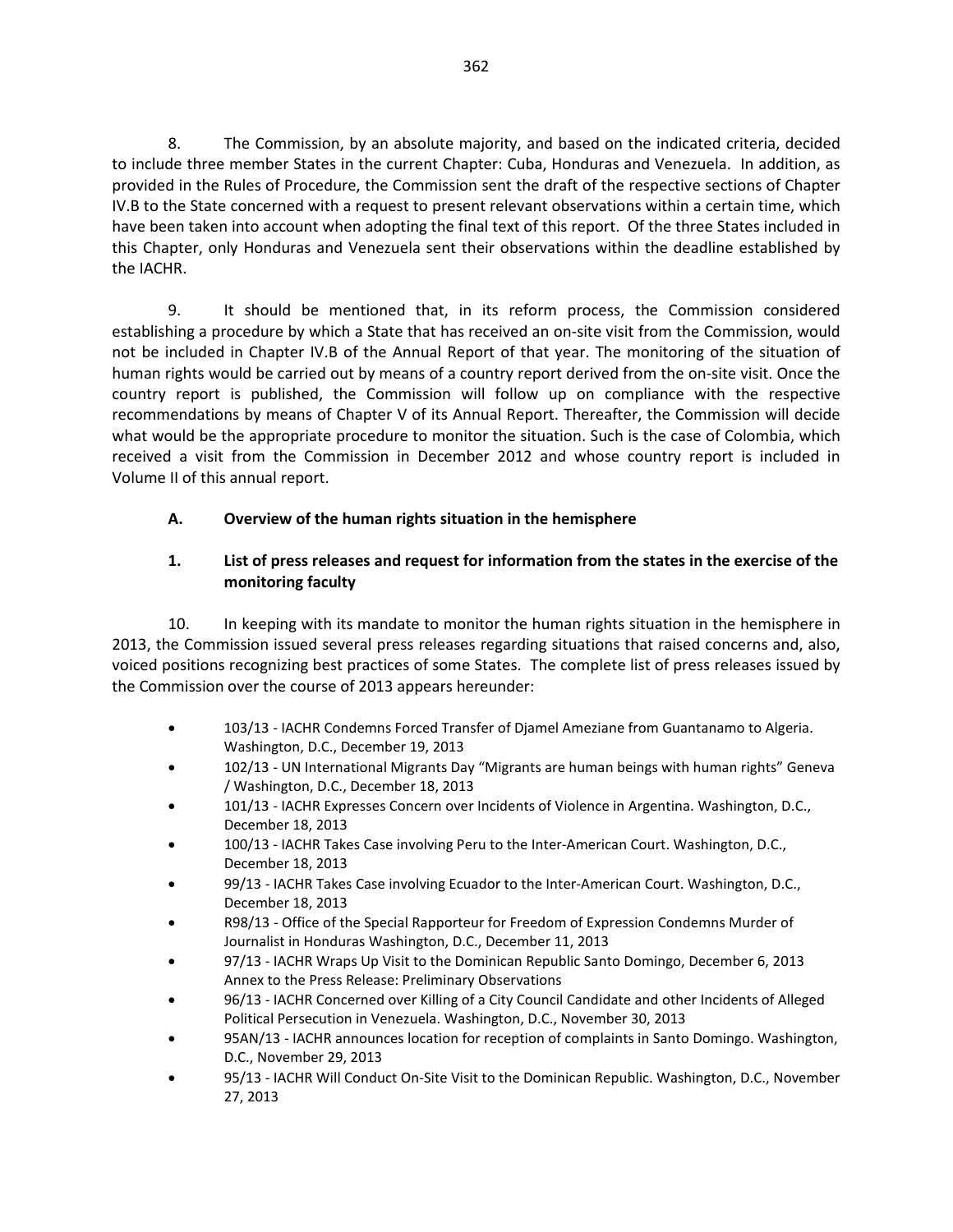8. The Commission, by an absolute majority, and based on the indicated criteria, decided to include three member States in the current Chapter: Cuba, Honduras and Venezuela. In addition, as provided in the Rules of Procedure, the Commission sent the draft of the respective sections of Chapter IV.B to the State concerned with a request to present relevant observations within a certain time, which have been taken into account when adopting the final text of this report. Of the three States included in this Chapter, only Honduras and Venezuela sent their observations within the deadline established by the IACHR.

9. It should be mentioned that, in its reform process, the Commission considered establishing a procedure by which a State that has received an on-site visit from the Commission, would not be included in Chapter IV.B of the Annual Report of that year. The monitoring of the situation of human rights would be carried out by means of a country report derived from the on-site visit. Once the country report is published, the Commission will follow up on compliance with the respective recommendations by means of Chapter V of its Annual Report. Thereafter, the Commission will decide what would be the appropriate procedure to monitor the situation. Such is the case of Colombia, which received a visit from the Commission in December 2012 and whose country report is included in Volume II of this annual report.

## A. Overview of the human rights situation in the hemisphere

### 1. List of press releases and request for information from the states in the exercise of the monitoring faculty

10. In keeping with its mandate to monitor the human rights situation in the hemisphere in 2013, the Commission issued several press releases regarding situations that raised concerns and, also, voiced positions recognizing best practices of some States. The complete list of press releases issued by the Commission over the course of 2013 appears hereunder:

- 103/13 - IACHR Condemns Forced Transfer of Djamel Ameziane from Guantanamo to Algeria. Washington, D.C., December 19, 2013
- 102/13 - UN International Migrants Day "Migrants are human beings with human rights" Geneva / Washington, D.C., December 18, 2013
- 101/13 - IACHR Expresses Concern over Incidents of Violence in Argentina. Washington, D.C., December 18, 2013
- 100/13 - IACHR Takes Case involving Peru to the Inter-American Court. Washington, D.C., December 18, 2013
- 99/13 - IACHR Takes Case involving Ecuador to the Inter-American Court. Washington, D.C., December 18, 2013
- R98/13 - Office of the Special Rapporteur for Freedom of Expression Condemns Murder of Journalist in Honduras Washington, D.C., December 11, 2013
- 97/13 - IACHR Wraps Up Visit to the Dominican Republic Santo Domingo, December 6, 2013 Annex to the Press Release: Preliminary Observations
- 96/13 - IACHR Concerned over Killing of a City Council Candidate and other Incidents of Alleged Political Persecution in Venezuela. Washington, D.C., November 30, 2013
- 95AN/13 - IACHR announces location for reception of complaints in Santo Domingo. Washington, D.C., November 29, 2013
- 95/13 - IACHR Will Conduct On-Site Visit to the Dominican Republic. Washington, D.C., November 27, 2013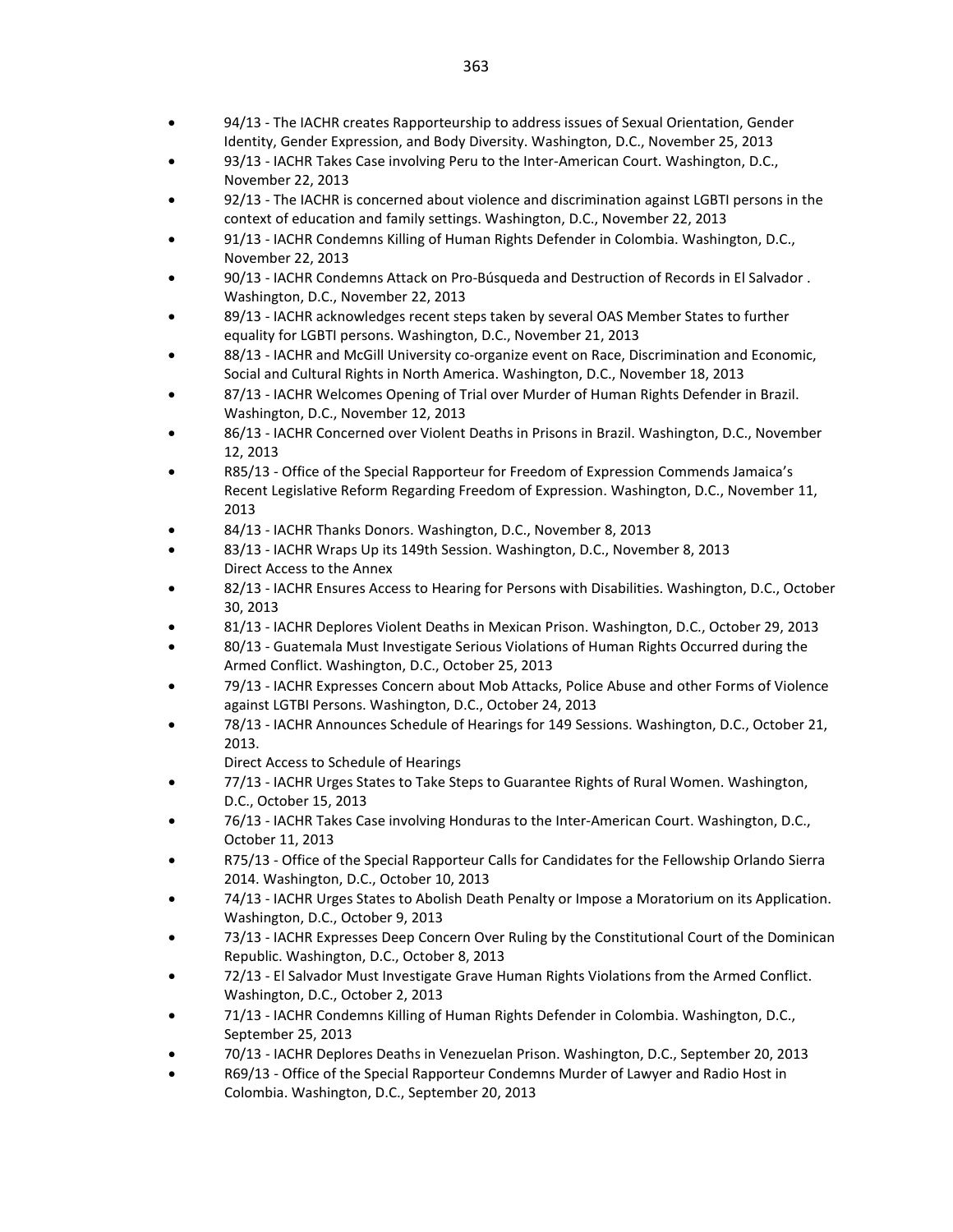- 94/13 - The IACHR creates Rapporteurship to address issues of Sexual Orientation, Gender Identity, Gender Expression, and Body Diversity. Washington, D.C., November 25, 2013
- 93/13 - IACHR Takes Case involving Peru to the Inter-American Court. Washington, D.C., November 22, 2013
- 92/13 - The IACHR is concerned about violence and discrimination against LGBTI persons in the context of education and family settings. Washington, D.C., November 22, 2013
- 91/13 - IACHR Condemns Killing of Human Rights Defender in Colombia. Washington, D.C., November 22, 2013
- 90/13 - IACHR Condemns Attack on Pro-Búsqueda and Destruction of Records in El Salvador . Washington, D.C., November 22, 2013
- 89/13 - IACHR acknowledges recent steps taken by several OAS Member States to further equality for LGBTI persons. Washington, D.C., November 21, 2013
- 88/13 - IACHR and McGill University co-organize event on Race, Discrimination and Economic, Social and Cultural Rights in North America. Washington, D.C., November 18, 2013
- 87/13 - IACHR Welcomes Opening of Trial over Murder of Human Rights Defender in Brazil. Washington, D.C., November 12, 2013
- 86/13 - IACHR Concerned over Violent Deaths in Prisons in Brazil. Washington, D.C., November 12, 2013
- R85/13 - Office of the Special Rapporteur for Freedom of Expression Commends Jamaica's Recent Legislative Reform Regarding Freedom of Expression. Washington, D.C., November 11, 2013
- 84/13 - IACHR Thanks Donors. Washington, D.C., November 8, 2013
- 83/13 - IACHR Wraps Up its 149th Session. Washington, D.C., November 8, 2013
  Direct Access to the Annex
- 82/13 - IACHR Ensures Access to Hearing for Persons with Disabilities. Washington, D.C., October 30, 2013
- 81/13 - IACHR Deplores Violent Deaths in Mexican Prison. Washington, D.C., October 29, 2013
- 80/13 - Guatemala Must Investigate Serious Violations of Human Rights Occurred during the Armed Conflict. Washington, D.C., October 25, 2013
- 79/13 - IACHR Expresses Concern about Mob Attacks, Police Abuse and other Forms of Violence against LGTBI Persons. Washington, D.C., October 24, 2013
- 78/13 - IACHR Announces Schedule of Hearings for 149 Sessions. Washington, D.C., October 21, 2013.
  Direct Access to Schedule of Hearings
- 77/13 - IACHR Urges States to Take Steps to Guarantee Rights of Rural Women. Washington, D.C., October 15, 2013
- 76/13 - IACHR Takes Case involving Honduras to the Inter-American Court. Washington, D.C., October 11, 2013
- R75/13 - Office of the Special Rapporteur Calls for Candidates for the Fellowship Orlando Sierra 2014. Washington, D.C., October 10, 2013
- 74/13 - IACHR Urges States to Abolish Death Penalty or Impose a Moratorium on its Application. Washington, D.C., October 9, 2013
- 73/13 - IACHR Expresses Deep Concern Over Ruling by the Constitutional Court of the Dominican Republic. Washington, D.C., October 8, 2013
- 72/13 - El Salvador Must Investigate Grave Human Rights Violations from the Armed Conflict. Washington, D.C., October 2, 2013
- 71/13 - IACHR Condemns Killing of Human Rights Defender in Colombia. Washington, D.C., September 25, 2013
- 70/13 - IACHR Deplores Deaths in Venezuelan Prison. Washington, D.C., September 20, 2013
- R69/13 - Office of the Special Rapporteur Condemns Murder of Lawyer and Radio Host in Colombia. Washington, D.C., September 20, 2013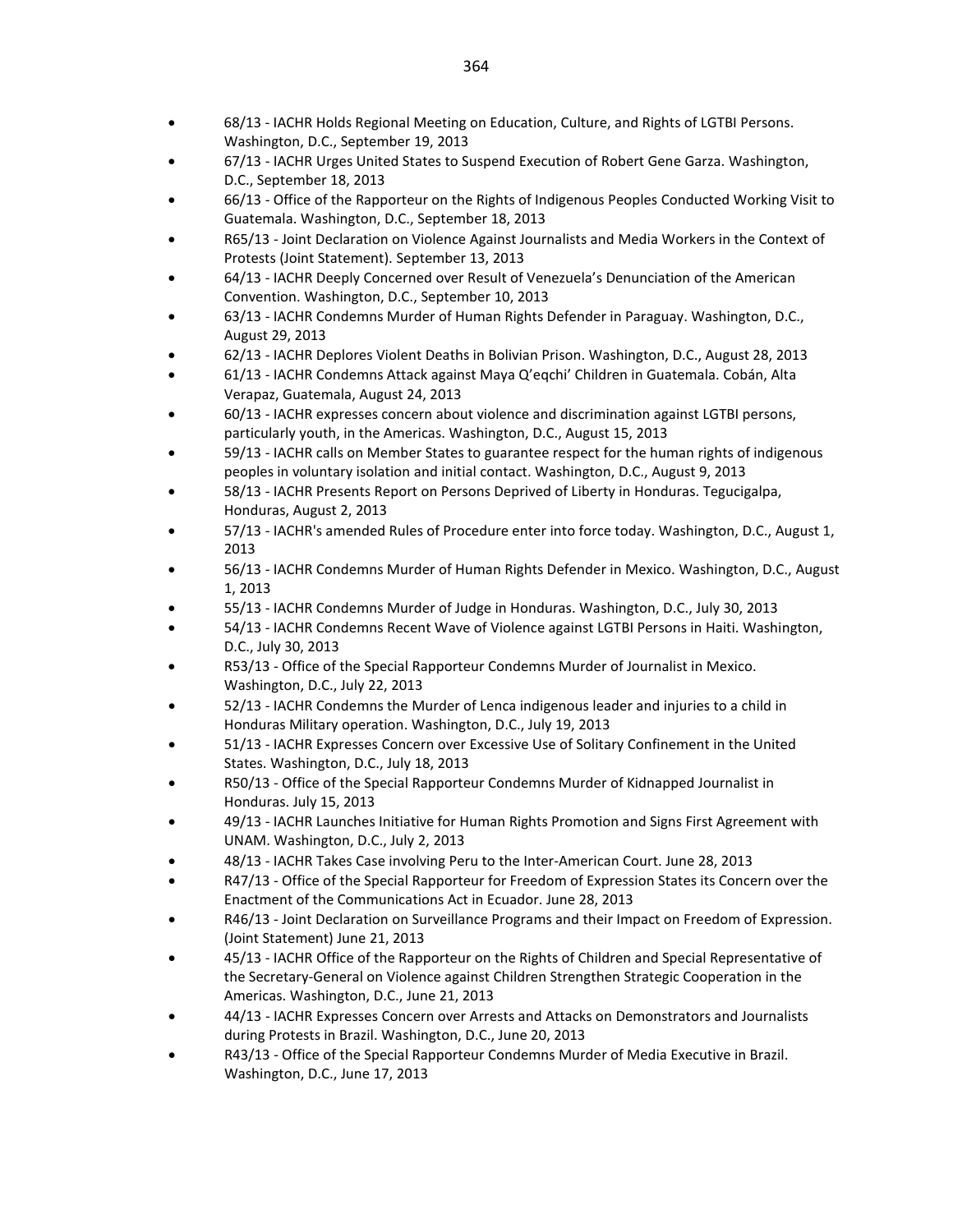- 68/13 - IACHR Holds Regional Meeting on Education, Culture, and Rights of LGTBI Persons. Washington, D.C., September 19, 2013
- 67/13 - IACHR Urges United States to Suspend Execution of Robert Gene Garza. Washington, D.C., September 18, 2013
- 66/13 - Office of the Rapporteur on the Rights of Indigenous Peoples Conducted Working Visit to Guatemala. Washington, D.C., September 18, 2013
- R65/13 - Joint Declaration on Violence Against Journalists and Media Workers in the Context of Protests (Joint Statement). September 13, 2013
- 64/13 - IACHR Deeply Concerned over Result of Venezuela's Denunciation of the American Convention. Washington, D.C., September 10, 2013
- 63/13 - IACHR Condemns Murder of Human Rights Defender in Paraguay. Washington, D.C., August 29, 2013
- 62/13 - IACHR Deplores Violent Deaths in Bolivian Prison. Washington, D.C., August 28, 2013
- 61/13 - IACHR Condemns Attack against Maya Q'eqchi' Children in Guatemala. Cobán, Alta Verapaz, Guatemala, August 24, 2013
- 60/13 - IACHR expresses concern about violence and discrimination against LGTBI persons, particularly youth, in the Americas. Washington, D.C., August 15, 2013
- 59/13 - IACHR calls on Member States to guarantee respect for the human rights of indigenous peoples in voluntary isolation and initial contact. Washington, D.C., August 9, 2013
- 58/13 - IACHR Presents Report on Persons Deprived of Liberty in Honduras. Tegucigalpa, Honduras, August 2, 2013
- 57/13 - IACHR's amended Rules of Procedure enter into force today. Washington, D.C., August 1, 2013
- 56/13 - IACHR Condemns Murder of Human Rights Defender in Mexico. Washington, D.C., August 1, 2013
- 55/13 - IACHR Condemns Murder of Judge in Honduras. Washington, D.C., July 30, 2013
- 54/13 - IACHR Condemns Recent Wave of Violence against LGTBI Persons in Haiti. Washington, D.C., July 30, 2013
- R53/13 - Office of the Special Rapporteur Condemns Murder of Journalist in Mexico. Washington, D.C., July 22, 2013
- 52/13 - IACHR Condemns the Murder of Lenca indigenous leader and injuries to a child in Honduras Military operation. Washington, D.C., July 19, 2013
- 51/13 - IACHR Expresses Concern over Excessive Use of Solitary Confinement in the United States. Washington, D.C., July 18, 2013
- R50/13 - Office of the Special Rapporteur Condemns Murder of Kidnapped Journalist in Honduras. July 15, 2013
- 49/13 - IACHR Launches Initiative for Human Rights Promotion and Signs First Agreement with UNAM. Washington, D.C., July 2, 2013
- 48/13 - IACHR Takes Case involving Peru to the Inter-American Court. June 28, 2013
- R47/13 - Office of the Special Rapporteur for Freedom of Expression States its Concern over the Enactment of the Communications Act in Ecuador. June 28, 2013
- R46/13 - Joint Declaration on Surveillance Programs and their Impact on Freedom of Expression. (Joint Statement) June 21, 2013
- 45/13 - IACHR Office of the Rapporteur on the Rights of Children and Special Representative of the Secretary-General on Violence against Children Strengthen Strategic Cooperation in the Americas. Washington, D.C., June 21, 2013
- 44/13 - IACHR Expresses Concern over Arrests and Attacks on Demonstrators and Journalists during Protests in Brazil. Washington, D.C., June 20, 2013
- R43/13 - Office of the Special Rapporteur Condemns Murder of Media Executive in Brazil. Washington, D.C., June 17, 2013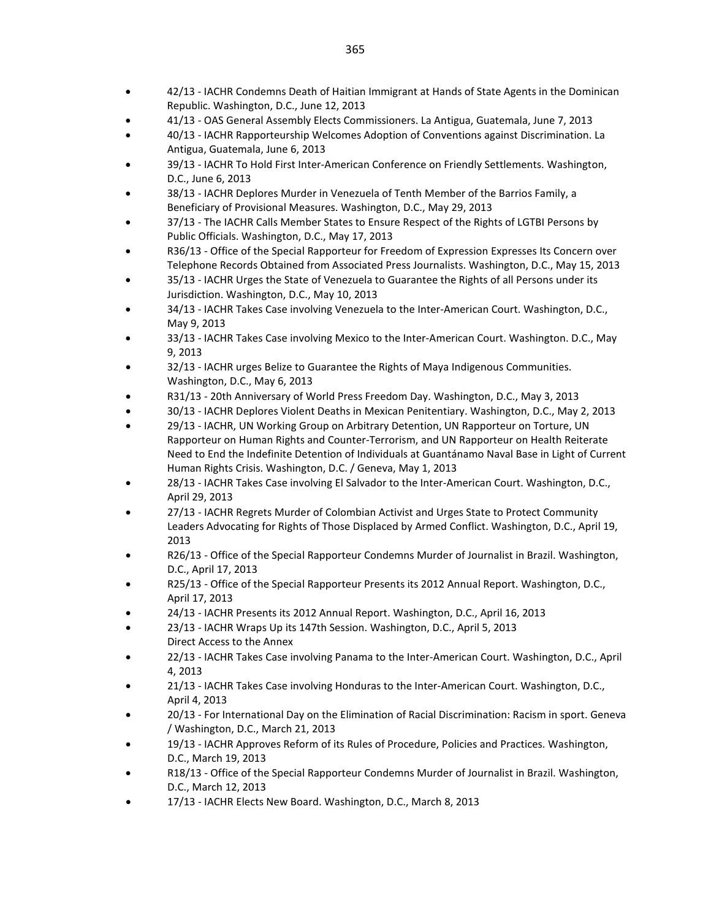- 42/13 - IACHR Condemns Death of Haitian Immigrant at Hands of State Agents in the Dominican Republic. Washington, D.C., June 12, 2013
- 41/13 - OAS General Assembly Elects Commissioners. La Antigua, Guatemala, June 7, 2013
- 40/13 - IACHR Rapporteurship Welcomes Adoption of Conventions against Discrimination. La Antigua, Guatemala, June 6, 2013
- 39/13 - IACHR To Hold First Inter-American Conference on Friendly Settlements. Washington, D.C., June 6, 2013
- 38/13 - IACHR Deplores Murder in Venezuela of Tenth Member of the Barrios Family, a Beneficiary of Provisional Measures. Washington, D.C., May 29, 2013
- 37/13 - The IACHR Calls Member States to Ensure Respect of the Rights of LGTBI Persons by Public Officials. Washington, D.C., May 17, 2013
- R36/13 - Office of the Special Rapporteur for Freedom of Expression Expresses Its Concern over Telephone Records Obtained from Associated Press Journalists. Washington, D.C., May 15, 2013
- 35/13 - IACHR Urges the State of Venezuela to Guarantee the Rights of all Persons under its Jurisdiction. Washington, D.C., May 10, 2013
- 34/13 - IACHR Takes Case involving Venezuela to the Inter-American Court. Washington, D.C., May 9, 2013
- 33/13 - IACHR Takes Case involving Mexico to the Inter-American Court. Washington. D.C., May 9, 2013
- 32/13 - IACHR urges Belize to Guarantee the Rights of Maya Indigenous Communities. Washington, D.C., May 6, 2013
- R31/13 - 20th Anniversary of World Press Freedom Day. Washington, D.C., May 3, 2013
- 30/13 - IACHR Deplores Violent Deaths in Mexican Penitentiary. Washington, D.C., May 2, 2013
- 29/13 - IACHR, UN Working Group on Arbitrary Detention, UN Rapporteur on Torture, UN Rapporteur on Human Rights and Counter-Terrorism, and UN Rapporteur on Health Reiterate Need to End the Indefinite Detention of Individuals at Guantánamo Naval Base in Light of Current Human Rights Crisis. Washington, D.C. / Geneva, May 1, 2013
- 28/13 - IACHR Takes Case involving El Salvador to the Inter-American Court. Washington, D.C., April 29, 2013
- 27/13 - IACHR Regrets Murder of Colombian Activist and Urges State to Protect Community Leaders Advocating for Rights of Those Displaced by Armed Conflict. Washington, D.C., April 19, 2013
- R26/13 - Office of the Special Rapporteur Condemns Murder of Journalist in Brazil. Washington, D.C., April 17, 2013
- R25/13 - Office of the Special Rapporteur Presents its 2012 Annual Report. Washington, D.C., April 17, 2013
- 24/13 - IACHR Presents its 2012 Annual Report. Washington, D.C., April 16, 2013
- 23/13 - IACHR Wraps Up its 147th Session. Washington, D.C., April 5, 2013
  Direct Access to the Annex
- 22/13 - IACHR Takes Case involving Panama to the Inter-American Court. Washington, D.C., April 4, 2013
- 21/13 - IACHR Takes Case involving Honduras to the Inter-American Court. Washington, D.C., April 4, 2013
- 20/13 - For International Day on the Elimination of Racial Discrimination: Racism in sport. Geneva / Washington, D.C., March 21, 2013
- 19/13 - IACHR Approves Reform of its Rules of Procedure, Policies and Practices. Washington, D.C., March 19, 2013
- R18/13 - Office of the Special Rapporteur Condemns Murder of Journalist in Brazil. Washington, D.C., March 12, 2013
- 17/13 - IACHR Elects New Board. Washington, D.C., March 8, 2013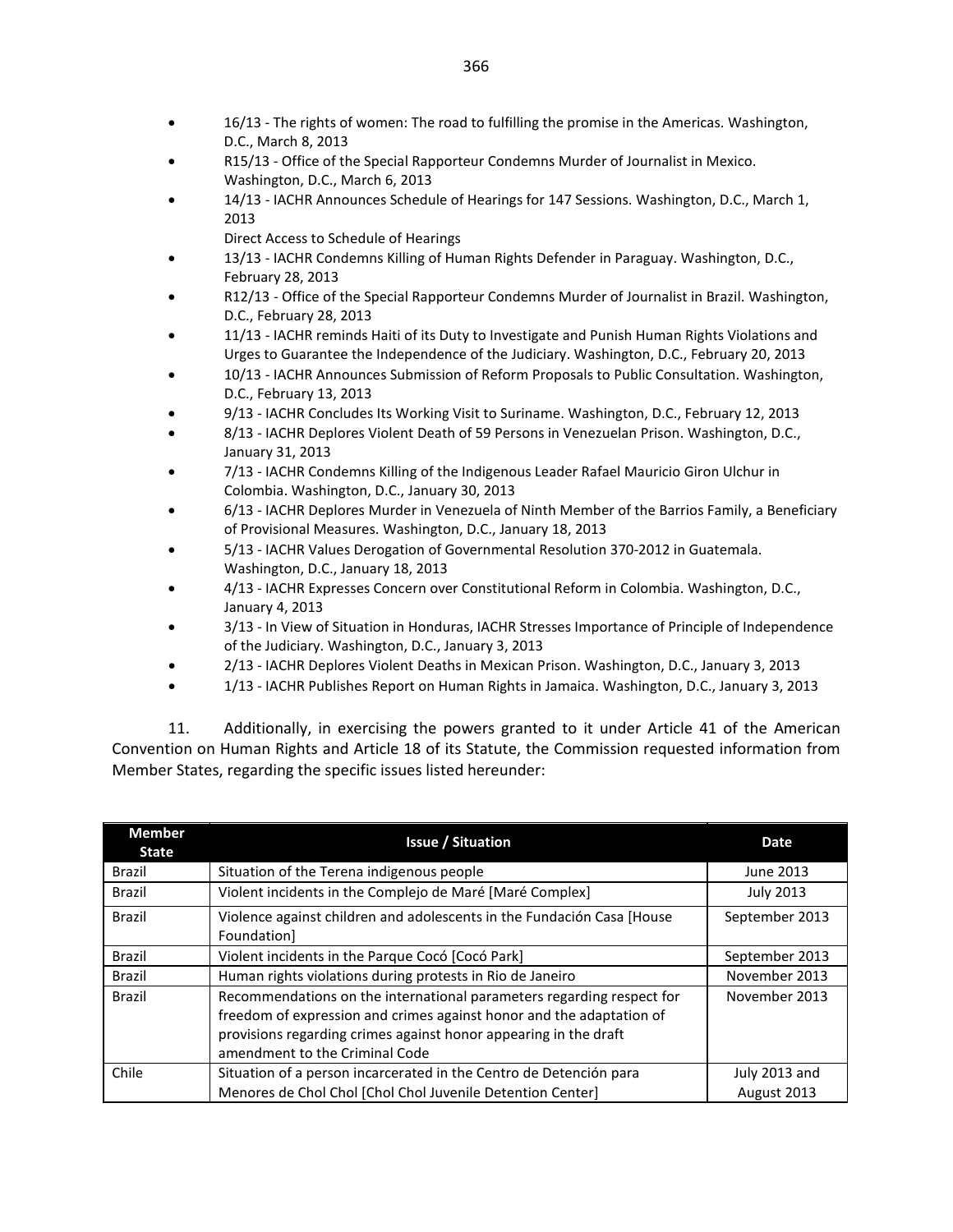- 16/13 - The rights of women: The road to fulfilling the promise in the Americas. Washington, D.C., March 8, 2013
- R15/13 - Office of the Special Rapporteur Condemns Murder of Journalist in Mexico. Washington, D.C., March 6, 2013
- 14/13 - IACHR Announces Schedule of Hearings for 147 Sessions. Washington, D.C., March 1, 2013
  Direct Access to Schedule of Hearings
- 13/13 - IACHR Condemns Killing of Human Rights Defender in Paraguay. Washington, D.C., February 28, 2013
- R12/13 - Office of the Special Rapporteur Condemns Murder of Journalist in Brazil. Washington, D.C., February 28, 2013
- 11/13 - IACHR reminds Haiti of its Duty to Investigate and Punish Human Rights Violations and Urges to Guarantee the Independence of the Judiciary. Washington, D.C., February 20, 2013
- 10/13 - IACHR Announces Submission of Reform Proposals to Public Consultation. Washington, D.C., February 13, 2013
- 9/13 - IACHR Concludes Its Working Visit to Suriname. Washington, D.C., February 12, 2013
- 8/13 - IACHR Deplores Violent Death of 59 Persons in Venezuelan Prison. Washington, D.C., January 31, 2013
- 7/13 - IACHR Condemns Killing of the Indigenous Leader Rafael Mauricio Giron Ulchur in Colombia. Washington, D.C., January 30, 2013
- 6/13 - IACHR Deplores Murder in Venezuela of Ninth Member of the Barrios Family, a Beneficiary of Provisional Measures. Washington, D.C., January 18, 2013
- 5/13 - IACHR Values Derogation of Governmental Resolution 370-2012 in Guatemala. Washington, D.C., January 18, 2013
- 4/13 - IACHR Expresses Concern over Constitutional Reform in Colombia. Washington, D.C., January 4, 2013
- 3/13 - In View of Situation in Honduras, IACHR Stresses Importance of Principle of Independence of the Judiciary. Washington, D.C., January 3, 2013
- 2/13 - IACHR Deplores Violent Deaths in Mexican Prison. Washington, D.C., January 3, 2013
- 1/13 - IACHR Publishes Report on Human Rights in Jamaica. Washington, D.C., January 3, 2013

11. Additionally, in exercising the powers granted to it under Article 41 of the American Convention on Human Rights and Article 18 of its Statute, the Commission requested information from Member States, regarding the specific issues listed hereunder:

| Member State | Issue / Situation | Date |
|---|---|---|
| Brazil | Situation of the Terena indigenous people | June 2013 |
| Brazil | Violent incidents in the Complejo de Maré [Maré Complex] | July 2013 |
| Brazil | Violence against children and adolescents in the Fundación Casa [House Foundation] | September 2013 |
| Brazil | Violent incidents in the Parque Cocó [Cocó Park] | September 2013 |
| Brazil | Human rights violations during protests in Rio de Janeiro | November 2013 |
| Brazil | Recommendations on the international parameters regarding respect for freedom of expression and crimes against honor and the adaptation of provisions regarding crimes against honor appearing in the draft amendment to the Criminal Code | November 2013 |
| Chile | Situation of a person incarcerated in the Centro de Detención para Menores de Chol Chol [Chol Chol Juvenile Detention Center] | July 2013 and August 2013 |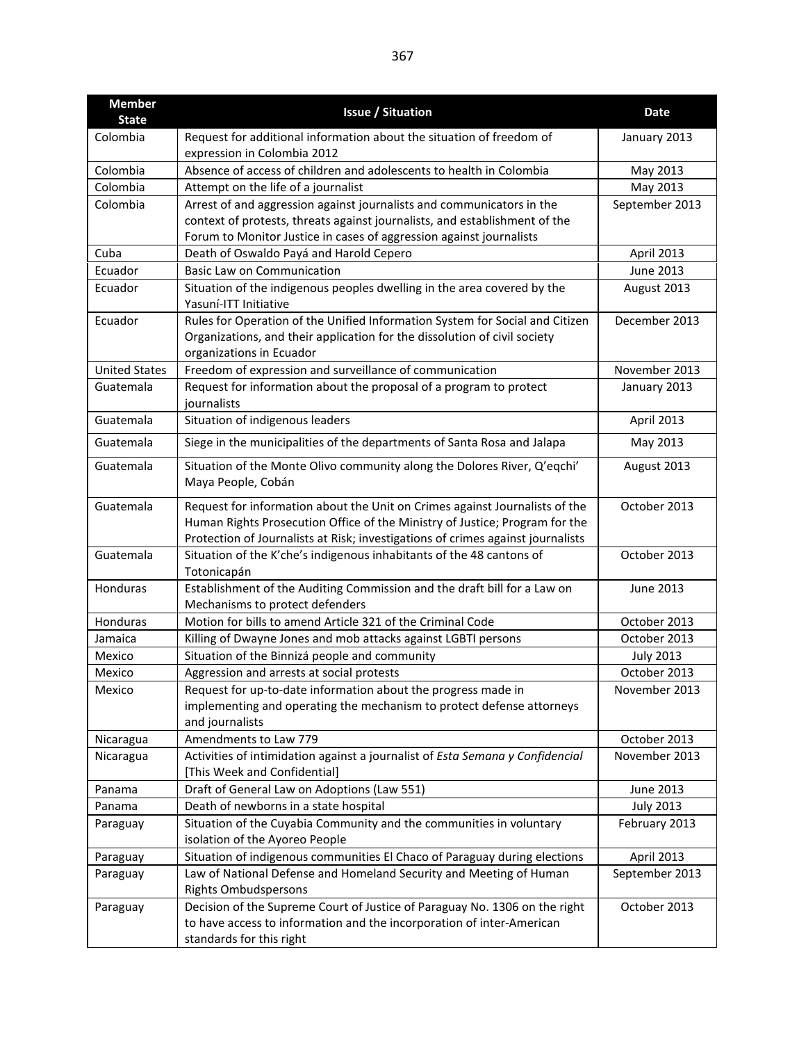| Member State | Issue / Situation | Date |
|---|---|---|
| Colombia | Request for additional information about the situation of freedom of expression in Colombia 2012 | January 2013 |
| Colombia | Absence of access of children and adolescents to health in Colombia | May 2013 |
| Colombia | Attempt on the life of a journalist | May 2013 |
| Colombia | Arrest of and aggression against journalists and communicators in the context of protests, threats against journalists, and establishment of the Forum to Monitor Justice in cases of aggression against journalists | September 2013 |
| Cuba | Death of Oswaldo Payá and Harold Cepero | April 2013 |
| Ecuador | Basic Law on Communication | June 2013 |
| Ecuador | Situation of the indigenous peoples dwelling in the area covered by the Yasuní-ITT Initiative | August 2013 |
| Ecuador | Rules for Operation of the Unified Information System for Social and Citizen Organizations, and their application for the dissolution of civil society organizations in Ecuador | December 2013 |
| United States | Freedom of expression and surveillance of communication | November 2013 |
| Guatemala | Request for information about the proposal of a program to protect journalists | January 2013 |
| Guatemala | Situation of indigenous leaders | April 2013 |
| Guatemala | Siege in the municipalities of the departments of Santa Rosa and Jalapa | May 2013 |
| Guatemala | Situation of the Monte Olivo community along the Dolores River, Q'eqchi' Maya People, Cobán | August 2013 |
| Guatemala | Request for information about the Unit on Crimes against Journalists of the Human Rights Prosecution Office of the Ministry of Justice; Program for the Protection of Journalists at Risk; investigations of crimes against journalists | October 2013 |
| Guatemala | Situation of the K'che's indigenous inhabitants of the 48 cantons of Totonicapán | October 2013 |
| Honduras | Establishment of the Auditing Commission and the draft bill for a Law on Mechanisms to protect defenders | June 2013 |
| Honduras | Motion for bills to amend Article 321 of the Criminal Code | October 2013 |
| Jamaica | Killing of Dwayne Jones and mob attacks against LGBTI persons | October 2013 |
| Mexico | Situation of the Binnizá people and community | July 2013 |
| Mexico | Aggression and arrests at social protests | October 2013 |
| Mexico | Request for up-to-date information about the progress made in implementing and operating the mechanism to protect defense attorneys and journalists | November 2013 |
| Nicaragua | Amendments to Law 779 | October 2013 |
| Nicaragua | Activities of intimidation against a journalist of *Esta Semana y Confidencial* [This Week and Confidential] | November 2013 |
| Panama | Draft of General Law on Adoptions (Law 551) | June 2013 |
| Panama | Death of newborns in a state hospital | July 2013 |
| Paraguay | Situation of the Cuyabia Community and the communities in voluntary isolation of the Ayoreo People | February 2013 |
| Paraguay | Situation of indigenous communities El Chaco of Paraguay during elections | April 2013 |
| Paraguay | Law of National Defense and Homeland Security and Meeting of Human Rights Ombudspersons | September 2013 |
| Paraguay | Decision of the Supreme Court of Justice of Paraguay No. 1306 on the right to have access to information and the incorporation of inter-American standards for this right | October 2013 |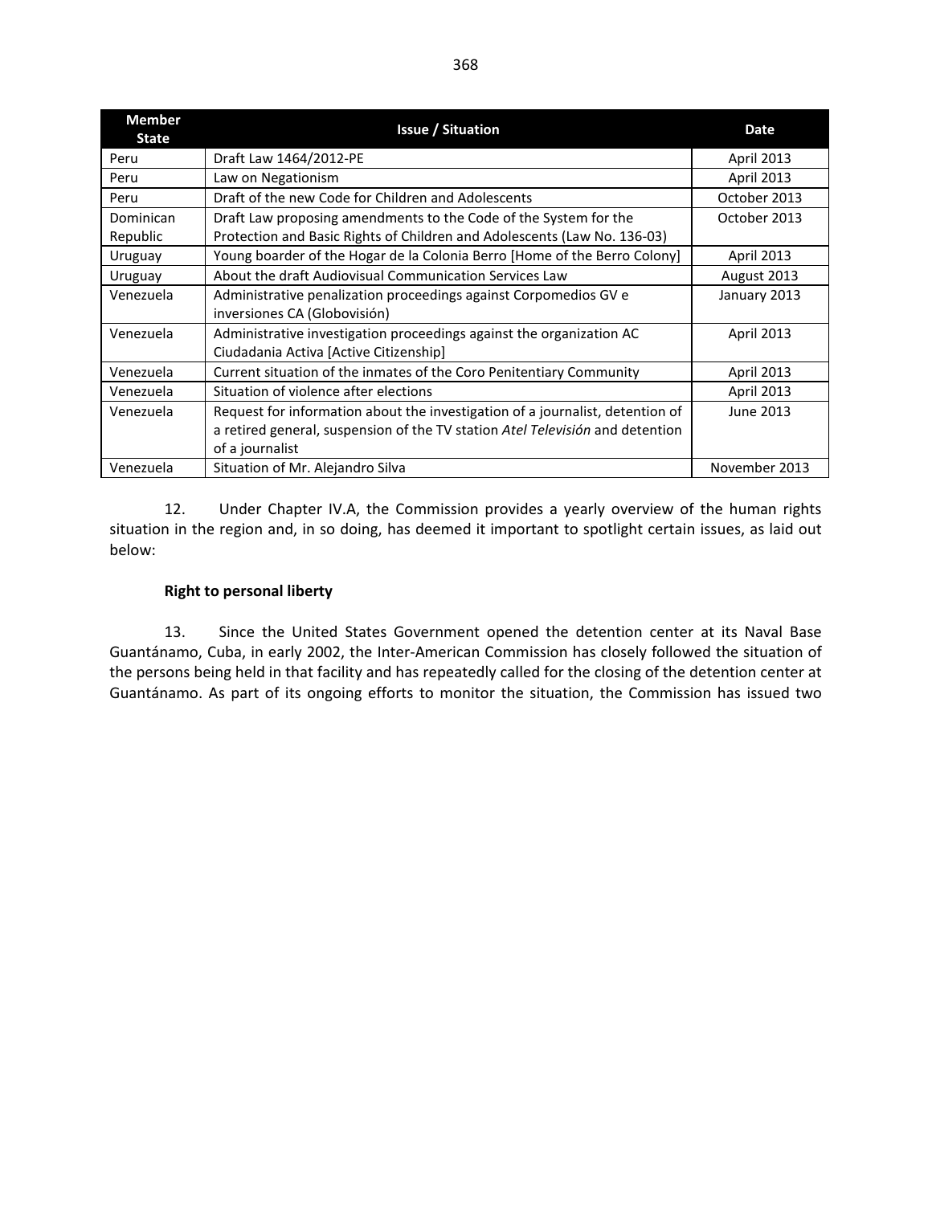| Member State | Issue / Situation | Date |
|---|---|---|
| Peru | Draft Law 1464/2012-PE | April 2013 |
| Peru | Law on Negationism | April 2013 |
| Peru | Draft of the new Code for Children and Adolescents | October 2013 |
| Dominican Republic | Draft Law proposing amendments to the Code of the System for the Protection and Basic Rights of Children and Adolescents (Law No. 136-03) | October 2013 |
| Uruguay | Young boarder of the Hogar de la Colonia Berro [Home of the Berro Colony] | April 2013 |
| Uruguay | About the draft Audiovisual Communication Services Law | August 2013 |
| Venezuela | Administrative penalization proceedings against Corpomedios GV e inversiones CA (Globovisión) | January 2013 |
| Venezuela | Administrative investigation proceedings against the organization AC Ciudadania Activa [Active Citizenship] | April 2013 |
| Venezuela | Current situation of the inmates of the Coro Penitentiary Community | April 2013 |
| Venezuela | Situation of violence after elections | April 2013 |
| Venezuela | Request for information about the investigation of a journalist, detention of a retired general, suspension of the TV station *Atel Televisión* and detention of a journalist | June 2013 |
| Venezuela | Situation of Mr. Alejandro Silva | November 2013 |

12. Under Chapter IV.A, the Commission provides a yearly overview of the human rights situation in the region and, in so doing, has deemed it important to spotlight certain issues, as laid out below:

**Right to personal liberty**

13. Since the United States Government opened the detention center at its Naval Base Guantánamo, Cuba, in early 2002, the Inter-American Commission has closely followed the situation of the persons being held in that facility and has repeatedly called for the closing of the detention center at Guantánamo. As part of its ongoing efforts to monitor the situation, the Commission has issued two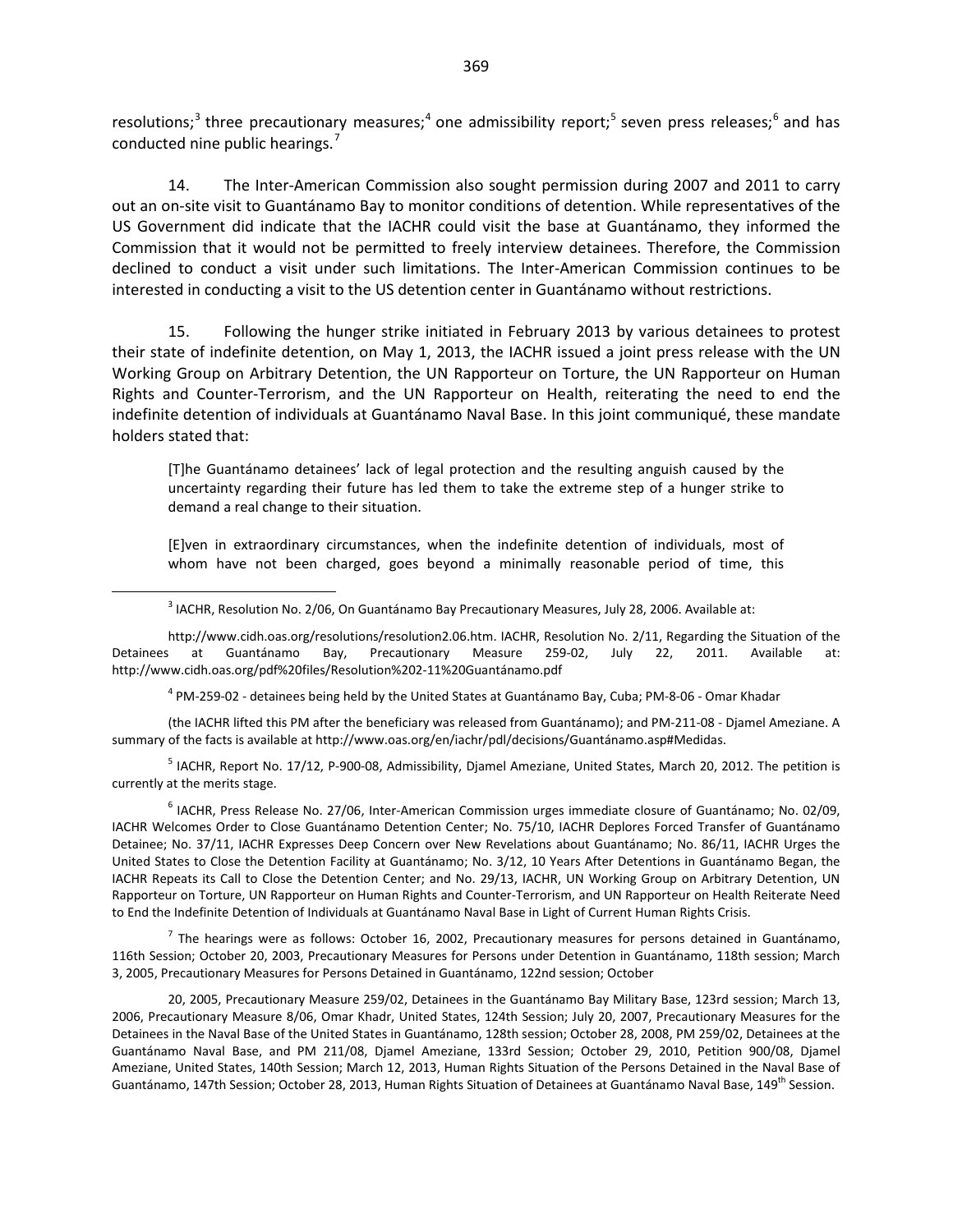resolutions;[3] three precautionary measures;[4] one admissibility report;[5] seven press releases;[6] and has conducted nine public hearings.[7]

14. The Inter-American Commission also sought permission during 2007 and 2011 to carry out an on-site visit to Guantánamo Bay to monitor conditions of detention. While representatives of the US Government did indicate that the IACHR could visit the base at Guantánamo, they informed the Commission that it would not be permitted to freely interview detainees. Therefore, the Commission declined to conduct a visit under such limitations. The Inter-American Commission continues to be interested in conducting a visit to the US detention center in Guantánamo without restrictions.

15. Following the hunger strike initiated in February 2013 by various detainees to protest their state of indefinite detention, on May 1, 2013, the IACHR issued a joint press release with the UN Working Group on Arbitrary Detention, the UN Rapporteur on Torture, the UN Rapporteur on Human Rights and Counter-Terrorism, and the UN Rapporteur on Health, reiterating the need to end the indefinite detention of individuals at Guantánamo Naval Base. In this joint communiqué, these mandate holders stated that:

> [T]he Guantánamo detainees' lack of legal protection and the resulting anguish caused by the uncertainty regarding their future has led them to take the extreme step of a hunger strike to demand a real change to their situation.
>
> [E]ven in extraordinary circumstances, when the indefinite detention of individuals, most of whom have not been charged, goes beyond a minimally reasonable period of time, this

---

[3] IACHR, Resolution No. 2/06, On Guantánamo Bay Precautionary Measures, July 28, 2006. Available at: http://www.cidh.oas.org/resolutions/resolution2.06.htm. IACHR, Resolution No. 2/11, Regarding the Situation of the Detainees at Guantánamo Bay, Precautionary Measure 259-02, July 22, 2011. Available at: http://www.cidh.oas.org/pdf%20files/Resolution%202-11%20Guantánamo.pdf

[4] PM-259-02 - detainees being held by the United States at Guantánamo Bay, Cuba; PM-8-06 - Omar Khadar (the IACHR lifted this PM after the beneficiary was released from Guantánamo); and PM-211-08 - Djamel Ameziane. A summary of the facts is available at http://www.oas.org/en/iachr/pdl/decisions/Guantánamo.asp#Medidas.

[5] IACHR, Report No. 17/12, P-900-08, Admissibility, Djamel Ameziane, United States, March 20, 2012. The petition is currently at the merits stage.

[6] IACHR, Press Release No. 27/06, Inter-American Commission urges immediate closure of Guantánamo; No. 02/09, IACHR Welcomes Order to Close Guantánamo Detention Center; No. 75/10, IACHR Deplores Forced Transfer of Guantánamo Detainee; No. 37/11, IACHR Expresses Deep Concern over New Revelations about Guantánamo; No. 86/11, IACHR Urges the United States to Close the Detention Facility at Guantánamo; No. 3/12, 10 Years After Detentions in Guantánamo Began, the IACHR Repeats its Call to Close the Detention Center; and No. 29/13, IACHR, UN Working Group on Arbitrary Detention, UN Rapporteur on Torture, UN Rapporteur on Human Rights and Counter-Terrorism, and UN Rapporteur on Health Reiterate Need to End the Indefinite Detention of Individuals at Guantánamo Naval Base in Light of Current Human Rights Crisis.

[7] The hearings were as follows: October 16, 2002, Precautionary measures for persons detained in Guantánamo, 116th Session; October 20, 2003, Precautionary Measures for Persons under Detention in Guantánamo, 118th session; March 3, 2005, Precautionary Measures for Persons Detained in Guantánamo, 122nd session; October 20, 2005, Precautionary Measure 259/02, Detainees in the Guantánamo Bay Military Base, 123rd session; March 13, 2006, Precautionary Measure 8/06, Omar Khadr, United States, 124th Session; July 20, 2007, Precautionary Measures for the Detainees in the Naval Base of the United States in Guantánamo, 128th session; October 28, 2008, PM 259/02, Detainees at the Guantánamo Naval Base, and PM 211/08, Djamel Ameziane, 133rd Session; October 29, 2010, Petition 900/08, Djamel Ameziane, United States, 140th Session; March 12, 2013, Human Rights Situation of the Persons Detained in the Naval Base of Guantánamo, 147th Session; October 28, 2013, Human Rights Situation of Detainees at Guantánamo Naval Base, 149th Session.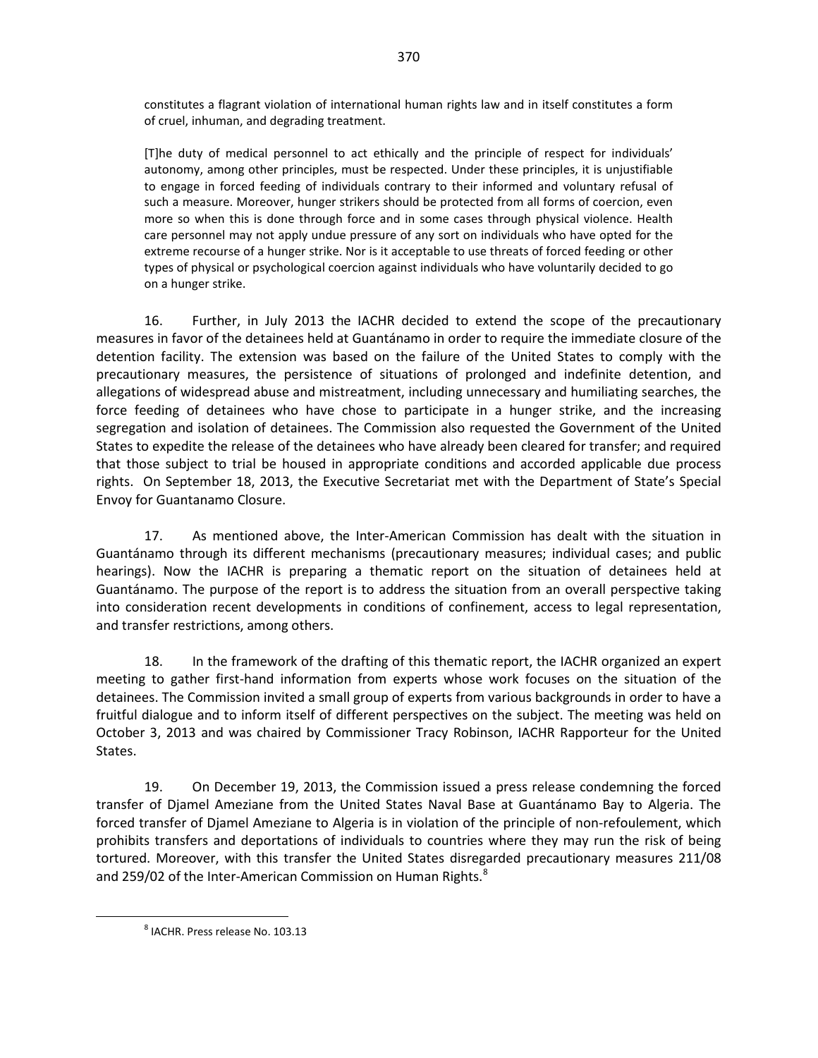> constitutes a flagrant violation of international human rights law and in itself constitutes a form of cruel, inhuman, and degrading treatment.
>
> [T]he duty of medical personnel to act ethically and the principle of respect for individuals' autonomy, among other principles, must be respected. Under these principles, it is unjustifiable to engage in forced feeding of individuals contrary to their informed and voluntary refusal of such a measure. Moreover, hunger strikers should be protected from all forms of coercion, even more so when this is done through force and in some cases through physical violence. Health care personnel may not apply undue pressure of any sort on individuals who have opted for the extreme recourse of a hunger strike. Nor is it acceptable to use threats of forced feeding or other types of physical or psychological coercion against individuals who have voluntarily decided to go on a hunger strike.

16. Further, in July 2013 the IACHR decided to extend the scope of the precautionary measures in favor of the detainees held at Guantánamo in order to require the immediate closure of the detention facility. The extension was based on the failure of the United States to comply with the precautionary measures, the persistence of situations of prolonged and indefinite detention, and allegations of widespread abuse and mistreatment, including unnecessary and humiliating searches, the force feeding of detainees who have chose to participate in a hunger strike, and the increasing segregation and isolation of detainees. The Commission also requested the Government of the United States to expedite the release of the detainees who have already been cleared for transfer; and required that those subject to trial be housed in appropriate conditions and accorded applicable due process rights. On September 18, 2013, the Executive Secretariat met with the Department of State's Special Envoy for Guantanamo Closure.

17. As mentioned above, the Inter-American Commission has dealt with the situation in Guantánamo through its different mechanisms (precautionary measures; individual cases; and public hearings). Now the IACHR is preparing a thematic report on the situation of detainees held at Guantánamo. The purpose of the report is to address the situation from an overall perspective taking into consideration recent developments in conditions of confinement, access to legal representation, and transfer restrictions, among others.

18. In the framework of the drafting of this thematic report, the IACHR organized an expert meeting to gather first-hand information from experts whose work focuses on the situation of the detainees. The Commission invited a small group of experts from various backgrounds in order to have a fruitful dialogue and to inform itself of different perspectives on the subject. The meeting was held on October 3, 2013 and was chaired by Commissioner Tracy Robinson, IACHR Rapporteur for the United States.

19. On December 19, 2013, the Commission issued a press release condemning the forced transfer of Djamel Ameziane from the United States Naval Base at Guantánamo Bay to Algeria. The forced transfer of Djamel Ameziane to Algeria is in violation of the principle of non-refoulement, which prohibits transfers and deportations of individuals to countries where they may run the risk of being tortured. Moreover, with this transfer the United States disregarded precautionary measures 211/08 and 259/02 of the Inter-American Commission on Human Rights.[8]

[8] IACHR. Press release No. 103.13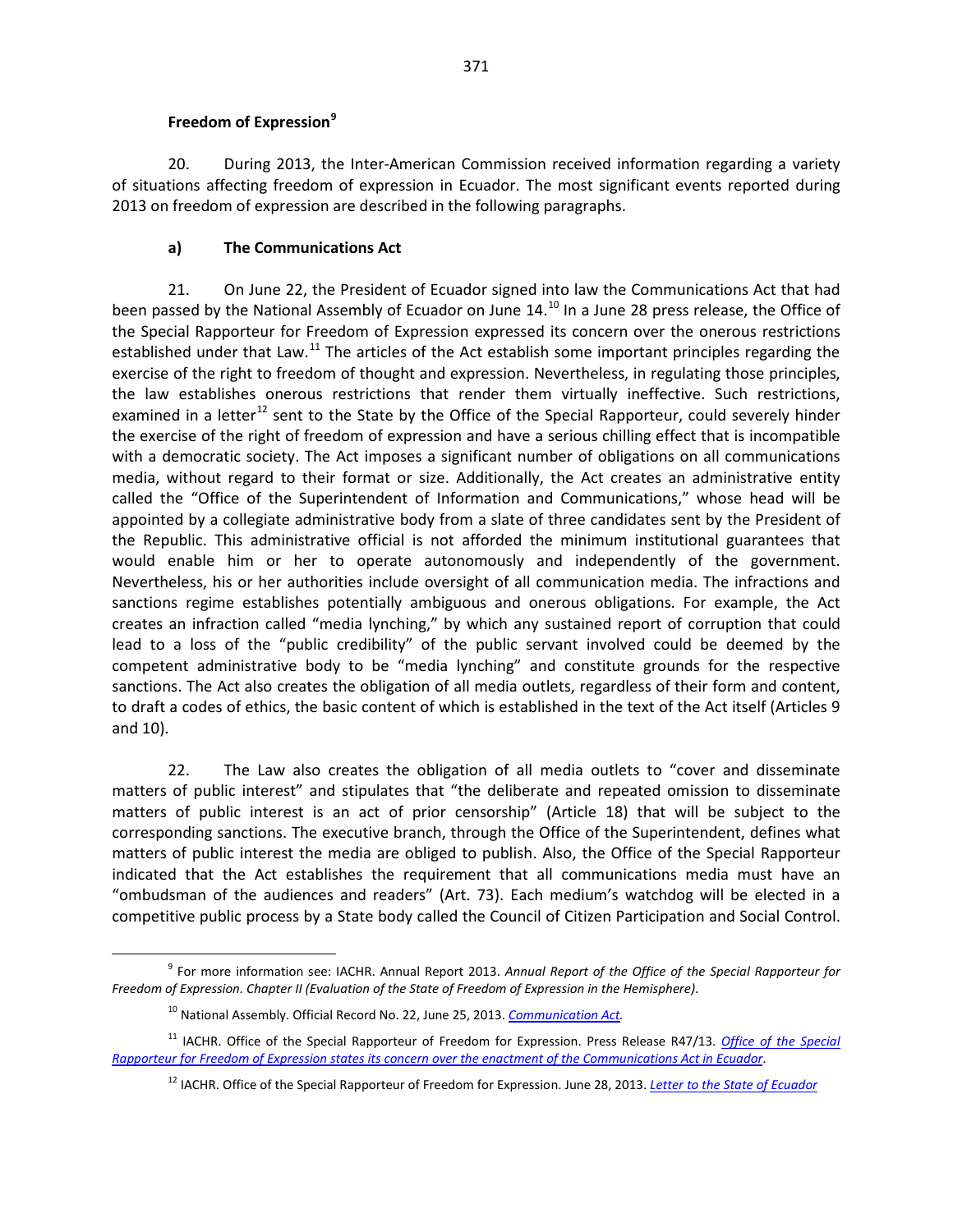## Freedom of Expression[9]

20. During 2013, the Inter-American Commission received information regarding a variety of situations affecting freedom of expression in Ecuador. The most significant events reported during 2013 on freedom of expression are described in the following paragraphs.

### a) The Communications Act

21. On June 22, the President of Ecuador signed into law the Communications Act that had been passed by the National Assembly of Ecuador on June 14.[10] In a June 28 press release, the Office of the Special Rapporteur for Freedom of Expression expressed its concern over the onerous restrictions established under that Law.[11] The articles of the Act establish some important principles regarding the exercise of the right to freedom of thought and expression. Nevertheless, in regulating those principles, the law establishes onerous restrictions that render them virtually ineffective. Such restrictions, examined in a letter[12] sent to the State by the Office of the Special Rapporteur, could severely hinder the exercise of the right of freedom of expression and have a serious chilling effect that is incompatible with a democratic society. The Act imposes a significant number of obligations on all communications media, without regard to their format or size. Additionally, the Act creates an administrative entity called the "Office of the Superintendent of Information and Communications," whose head will be appointed by a collegiate administrative body from a slate of three candidates sent by the President of the Republic. This administrative official is not afforded the minimum institutional guarantees that would enable him or her to operate autonomously and independently of the government. Nevertheless, his or her authorities include oversight of all communication media. The infractions and sanctions regime establishes potentially ambiguous and onerous obligations. For example, the Act creates an infraction called "media lynching," by which any sustained report of corruption that could lead to a loss of the "public credibility" of the public servant involved could be deemed by the competent administrative body to be "media lynching" and constitute grounds for the respective sanctions. The Act also creates the obligation of all media outlets, regardless of their form and content, to draft a codes of ethics, the basic content of which is established in the text of the Act itself (Articles 9 and 10).

22. The Law also creates the obligation of all media outlets to "cover and disseminate matters of public interest" and stipulates that "the deliberate and repeated omission to disseminate matters of public interest is an act of prior censorship" (Article 18) that will be subject to the corresponding sanctions. The executive branch, through the Office of the Superintendent, defines what matters of public interest the media are obliged to publish. Also, the Office of the Special Rapporteur indicated that the Act establishes the requirement that all communications media must have an "ombudsman of the audiences and readers" (Art. 73). Each medium's watchdog will be elected in a competitive public process by a State body called the Council of Citizen Participation and Social Control.

---

[9] For more information see: IACHR. Annual Report 2013. *Annual Report of the Office of the Special Rapporteur for Freedom of Expression. Chapter II (Evaluation of the State of Freedom of Expression in the Hemisphere)*.

[10] National Assembly. Official Record No. 22, June 25, 2013. *Communication Act.*

[11] IACHR. Office of the Special Rapporteur of Freedom for Expression. Press Release R47/13. *Office of the Special Rapporteur for Freedom of Expression states its concern over the enactment of the Communications Act in Ecuador*.

[12] IACHR. Office of the Special Rapporteur of Freedom for Expression. June 28, 2013. *Letter to the State of Ecuador*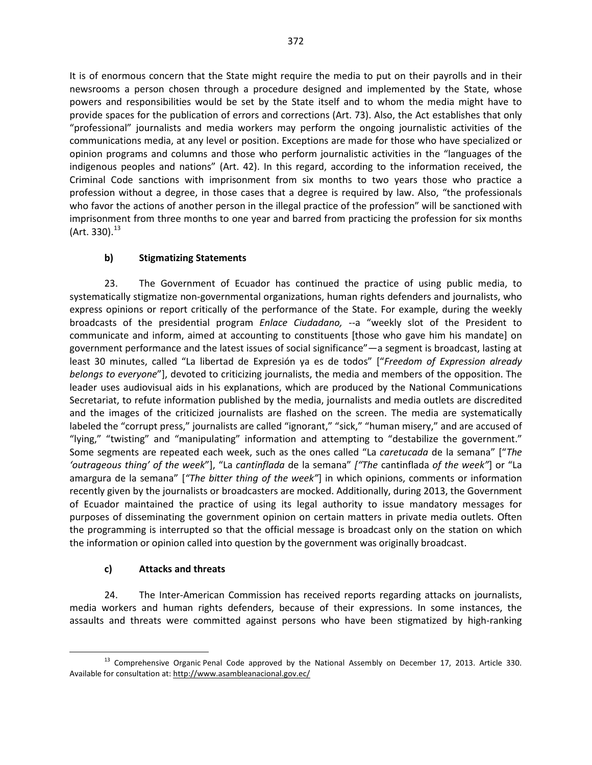It is of enormous concern that the State might require the media to put on their payrolls and in their newsrooms a person chosen through a procedure designed and implemented by the State, whose powers and responsibilities would be set by the State itself and to whom the media might have to provide spaces for the publication of errors and corrections (Art. 73). Also, the Act establishes that only "professional" journalists and media workers may perform the ongoing journalistic activities of the communications media, at any level or position. Exceptions are made for those who have specialized or opinion programs and columns and those who perform journalistic activities in the "languages of the indigenous peoples and nations" (Art. 42). In this regard, according to the information received, the Criminal Code sanctions with imprisonment from six months to two years those who practice a profession without a degree, in those cases that a degree is required by law. Also, "the professionals who favor the actions of another person in the illegal practice of the profession" will be sanctioned with imprisonment from three months to one year and barred from practicing the profession for six months (Art. 330).[13]

### b) Stigmatizing Statements

23. The Government of Ecuador has continued the practice of using public media, to systematically stigmatize non-governmental organizations, human rights defenders and journalists, who express opinions or report critically of the performance of the State. For example, during the weekly broadcasts of the presidential program *Enlace Ciudadano,* --a "weekly slot of the President to communicate and inform, aimed at accounting to constituents [those who gave him his mandate] on government performance and the latest issues of social significance"—a segment is broadcast, lasting at least 30 minutes, called "La libertad de Expresión ya es de todos" ["*Freedom of Expression already belongs to everyone*"], devoted to criticizing journalists, the media and members of the opposition. The leader uses audiovisual aids in his explanations, which are produced by the National Communications Secretariat, to refute information published by the media, journalists and media outlets are discredited and the images of the criticized journalists are flashed on the screen. The media are systematically labeled the "corrupt press," journalists are called "ignorant," "sick," "human misery," and are accused of "lying," "twisting" and "manipulating" information and attempting to "destabilize the government." Some segments are repeated each week, such as the ones called "La *caretucada* de la semana" ["*The 'outrageous thing' of the week*"], "La *cantinflada* de la semana" *["The* cantinflada *of the week"*] or "La amargura de la semana" [*"The bitter thing of the week"*] in which opinions, comments or information recently given by the journalists or broadcasters are mocked. Additionally, during 2013, the Government of Ecuador maintained the practice of using its legal authority to issue mandatory messages for purposes of disseminating the government opinion on certain matters in private media outlets. Often the programming is interrupted so that the official message is broadcast only on the station on which the information or opinion called into question by the government was originally broadcast.

### c) Attacks and threats

24. The Inter-American Commission has received reports regarding attacks on journalists, media workers and human rights defenders, because of their expressions. In some instances, the assaults and threats were committed against persons who have been stigmatized by high-ranking

---

[13] Comprehensive Organic Penal Code approved by the National Assembly on December 17, 2013. Article 330. Available for consultation at: http://www.asambleanacional.gov.ec/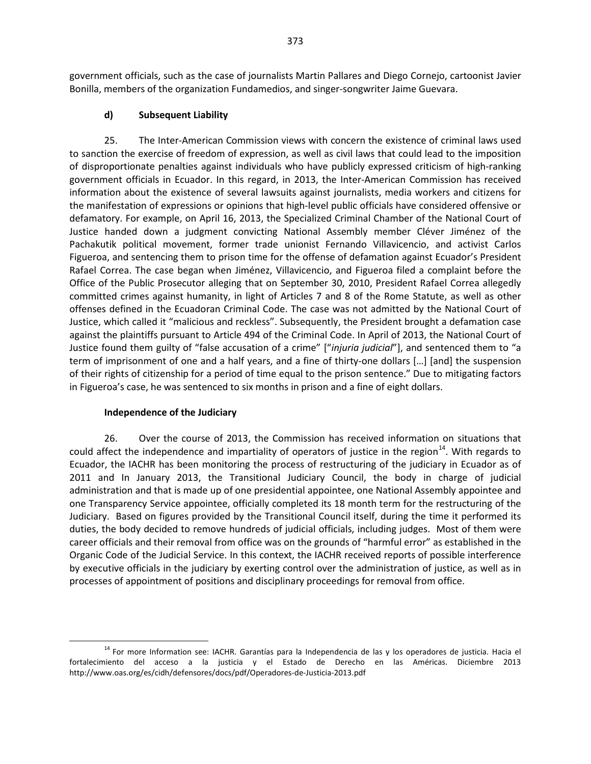government officials, such as the case of journalists Martin Pallares and Diego Cornejo, cartoonist Javier Bonilla, members of the organization Fundamedios, and singer-songwriter Jaime Guevara.

### d) Subsequent Liability

25. The Inter-American Commission views with concern the existence of criminal laws used to sanction the exercise of freedom of expression, as well as civil laws that could lead to the imposition of disproportionate penalties against individuals who have publicly expressed criticism of high-ranking government officials in Ecuador. In this regard, in 2013, the Inter-American Commission has received information about the existence of several lawsuits against journalists, media workers and citizens for the manifestation of expressions or opinions that high-level public officials have considered offensive or defamatory. For example, on April 16, 2013, the Specialized Criminal Chamber of the National Court of Justice handed down a judgment convicting National Assembly member Cléver Jiménez of the Pachakutik political movement, former trade unionist Fernando Villavicencio, and activist Carlos Figueroa, and sentencing them to prison time for the offense of defamation against Ecuador's President Rafael Correa. The case began when Jiménez, Villavicencio, and Figueroa filed a complaint before the Office of the Public Prosecutor alleging that on September 30, 2010, President Rafael Correa allegedly committed crimes against humanity, in light of Articles 7 and 8 of the Rome Statute, as well as other offenses defined in the Ecuadoran Criminal Code. The case was not admitted by the National Court of Justice, which called it "malicious and reckless". Subsequently, the President brought a defamation case against the plaintiffs pursuant to Article 494 of the Criminal Code. In April of 2013, the National Court of Justice found them guilty of "false accusation of a crime" ["*injuria judicial*"], and sentenced them to "a term of imprisonment of one and a half years, and a fine of thirty-one dollars […] [and] the suspension of their rights of citizenship for a period of time equal to the prison sentence." Due to mitigating factors in Figueroa's case, he was sentenced to six months in prison and a fine of eight dollars.

### Independence of the Judiciary

26. Over the course of 2013, the Commission has received information on situations that could affect the independence and impartiality of operators of justice in the region[14]. With regards to Ecuador, the IACHR has been monitoring the process of restructuring of the judiciary in Ecuador as of 2011 and In January 2013, the Transitional Judiciary Council, the body in charge of judicial administration and that is made up of one presidential appointee, one National Assembly appointee and one Transparency Service appointee, officially completed its 18 month term for the restructuring of the Judiciary. Based on figures provided by the Transitional Council itself, during the time it performed its duties, the body decided to remove hundreds of judicial officials, including judges. Most of them were career officials and their removal from office was on the grounds of "harmful error" as established in the Organic Code of the Judicial Service. In this context, the IACHR received reports of possible interference by executive officials in the judiciary by exerting control over the administration of justice, as well as in processes of appointment of positions and disciplinary proceedings for removal from office.

---

[14] For more Information see: IACHR. Garantías para la Independencia de las y los operadores de justicia. Hacia el fortalecimiento del acceso a la justicia y el Estado de Derecho en las Américas. Diciembre 2013 http://www.oas.org/es/cidh/defensores/docs/pdf/Operadores-de-Justicia-2013.pdf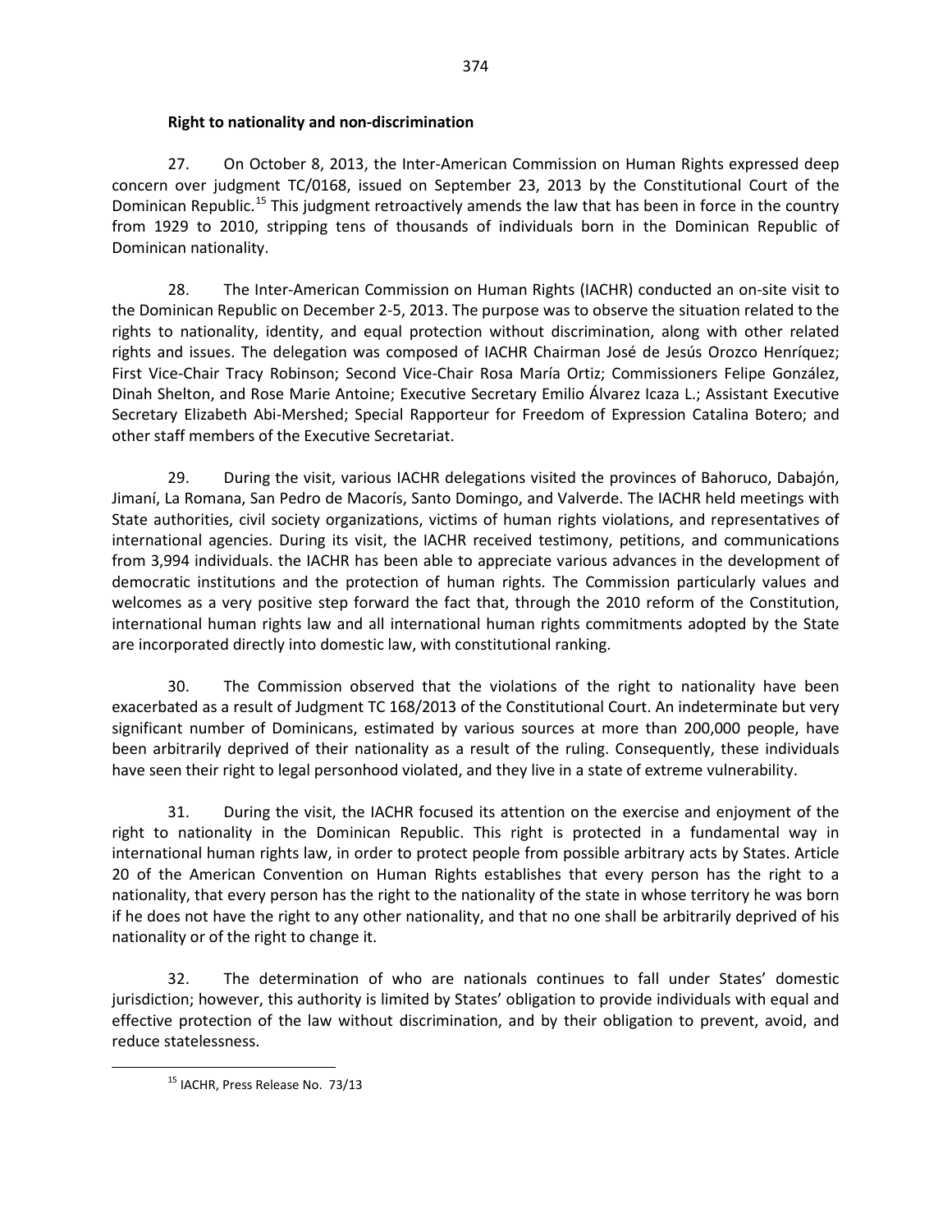**Right to nationality and non-discrimination**

27. On October 8, 2013, the Inter-American Commission on Human Rights expressed deep concern over judgment TC/0168, issued on September 23, 2013 by the Constitutional Court of the Dominican Republic.[15] This judgment retroactively amends the law that has been in force in the country from 1929 to 2010, stripping tens of thousands of individuals born in the Dominican Republic of Dominican nationality.

28. The Inter-American Commission on Human Rights (IACHR) conducted an on-site visit to the Dominican Republic on December 2-5, 2013. The purpose was to observe the situation related to the rights to nationality, identity, and equal protection without discrimination, along with other related rights and issues. The delegation was composed of IACHR Chairman José de Jesús Orozco Henríquez; First Vice-Chair Tracy Robinson; Second Vice-Chair Rosa María Ortiz; Commissioners Felipe González, Dinah Shelton, and Rose Marie Antoine; Executive Secretary Emilio Álvarez Icaza L.; Assistant Executive Secretary Elizabeth Abi-Mershed; Special Rapporteur for Freedom of Expression Catalina Botero; and other staff members of the Executive Secretariat.

29. During the visit, various IACHR delegations visited the provinces of Bahoruco, Dabajón, Jimaní, La Romana, San Pedro de Macorís, Santo Domingo, and Valverde. The IACHR held meetings with State authorities, civil society organizations, victims of human rights violations, and representatives of international agencies. During its visit, the IACHR received testimony, petitions, and communications from 3,994 individuals. the IACHR has been able to appreciate various advances in the development of democratic institutions and the protection of human rights. The Commission particularly values and welcomes as a very positive step forward the fact that, through the 2010 reform of the Constitution, international human rights law and all international human rights commitments adopted by the State are incorporated directly into domestic law, with constitutional ranking.

30. The Commission observed that the violations of the right to nationality have been exacerbated as a result of Judgment TC 168/2013 of the Constitutional Court. An indeterminate but very significant number of Dominicans, estimated by various sources at more than 200,000 people, have been arbitrarily deprived of their nationality as a result of the ruling. Consequently, these individuals have seen their right to legal personhood violated, and they live in a state of extreme vulnerability.

31. During the visit, the IACHR focused its attention on the exercise and enjoyment of the right to nationality in the Dominican Republic. This right is protected in a fundamental way in international human rights law, in order to protect people from possible arbitrary acts by States. Article 20 of the American Convention on Human Rights establishes that every person has the right to a nationality, that every person has the right to the nationality of the state in whose territory he was born if he does not have the right to any other nationality, and that no one shall be arbitrarily deprived of his nationality or of the right to change it.

32. The determination of who are nationals continues to fall under States' domestic jurisdiction; however, this authority is limited by States' obligation to provide individuals with equal and effective protection of the law without discrimination, and by their obligation to prevent, avoid, and reduce statelessness.

[15] IACHR, Press Release No. 73/13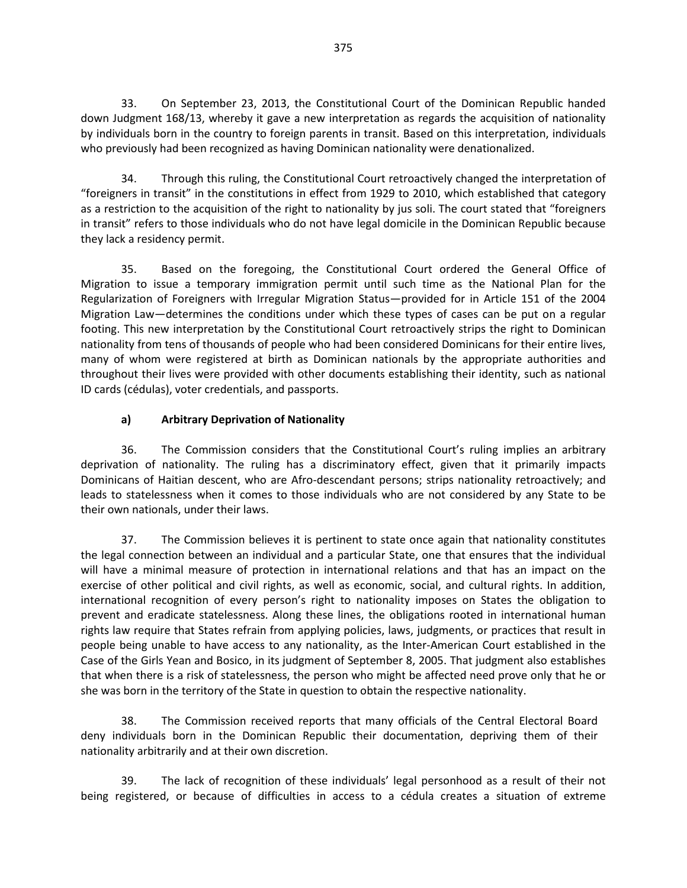33. On September 23, 2013, the Constitutional Court of the Dominican Republic handed down Judgment 168/13, whereby it gave a new interpretation as regards the acquisition of nationality by individuals born in the country to foreign parents in transit. Based on this interpretation, individuals who previously had been recognized as having Dominican nationality were denationalized.

34. Through this ruling, the Constitutional Court retroactively changed the interpretation of "foreigners in transit" in the constitutions in effect from 1929 to 2010, which established that category as a restriction to the acquisition of the right to nationality by jus soli. The court stated that "foreigners in transit" refers to those individuals who do not have legal domicile in the Dominican Republic because they lack a residency permit.

35. Based on the foregoing, the Constitutional Court ordered the General Office of Migration to issue a temporary immigration permit until such time as the National Plan for the Regularization of Foreigners with Irregular Migration Status—provided for in Article 151 of the 2004 Migration Law—determines the conditions under which these types of cases can be put on a regular footing. This new interpretation by the Constitutional Court retroactively strips the right to Dominican nationality from tens of thousands of people who had been considered Dominicans for their entire lives, many of whom were registered at birth as Dominican nationals by the appropriate authorities and throughout their lives were provided with other documents establishing their identity, such as national ID cards (cédulas), voter credentials, and passports.

### a) Arbitrary Deprivation of Nationality

36. The Commission considers that the Constitutional Court's ruling implies an arbitrary deprivation of nationality. The ruling has a discriminatory effect, given that it primarily impacts Dominicans of Haitian descent, who are Afro-descendant persons; strips nationality retroactively; and leads to statelessness when it comes to those individuals who are not considered by any State to be their own nationals, under their laws.

37. The Commission believes it is pertinent to state once again that nationality constitutes the legal connection between an individual and a particular State, one that ensures that the individual will have a minimal measure of protection in international relations and that has an impact on the exercise of other political and civil rights, as well as economic, social, and cultural rights. In addition, international recognition of every person's right to nationality imposes on States the obligation to prevent and eradicate statelessness. Along these lines, the obligations rooted in international human rights law require that States refrain from applying policies, laws, judgments, or practices that result in people being unable to have access to any nationality, as the Inter-American Court established in the Case of the Girls Yean and Bosico, in its judgment of September 8, 2005. That judgment also establishes that when there is a risk of statelessness, the person who might be affected need prove only that he or she was born in the territory of the State in question to obtain the respective nationality.

38. The Commission received reports that many officials of the Central Electoral Board deny individuals born in the Dominican Republic their documentation, depriving them of their nationality arbitrarily and at their own discretion.

39. The lack of recognition of these individuals' legal personhood as a result of their not being registered, or because of difficulties in access to a cédula creates a situation of extreme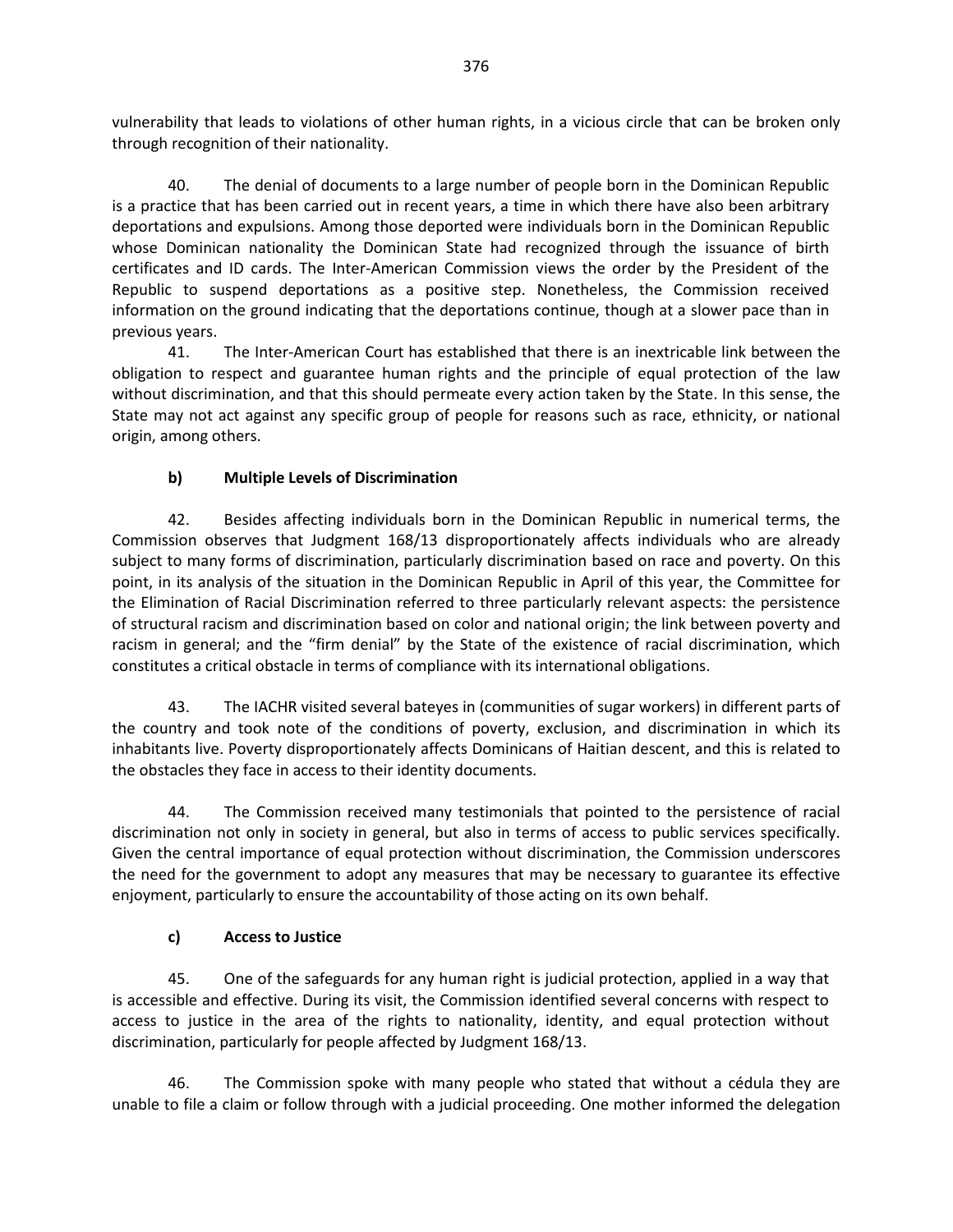vulnerability that leads to violations of other human rights, in a vicious circle that can be broken only through recognition of their nationality.

40. The denial of documents to a large number of people born in the Dominican Republic is a practice that has been carried out in recent years, a time in which there have also been arbitrary deportations and expulsions. Among those deported were individuals born in the Dominican Republic whose Dominican nationality the Dominican State had recognized through the issuance of birth certificates and ID cards. The Inter-American Commission views the order by the President of the Republic to suspend deportations as a positive step. Nonetheless, the Commission received information on the ground indicating that the deportations continue, though at a slower pace than in previous years.

41. The Inter-American Court has established that there is an inextricable link between the obligation to respect and guarantee human rights and the principle of equal protection of the law without discrimination, and that this should permeate every action taken by the State. In this sense, the State may not act against any specific group of people for reasons such as race, ethnicity, or national origin, among others.

### b) Multiple Levels of Discrimination

42. Besides affecting individuals born in the Dominican Republic in numerical terms, the Commission observes that Judgment 168/13 disproportionately affects individuals who are already subject to many forms of discrimination, particularly discrimination based on race and poverty. On this point, in its analysis of the situation in the Dominican Republic in April of this year, the Committee for the Elimination of Racial Discrimination referred to three particularly relevant aspects: the persistence of structural racism and discrimination based on color and national origin; the link between poverty and racism in general; and the "firm denial" by the State of the existence of racial discrimination, which constitutes a critical obstacle in terms of compliance with its international obligations.

43. The IACHR visited several bateyes in (communities of sugar workers) in different parts of the country and took note of the conditions of poverty, exclusion, and discrimination in which its inhabitants live. Poverty disproportionately affects Dominicans of Haitian descent, and this is related to the obstacles they face in access to their identity documents.

44. The Commission received many testimonials that pointed to the persistence of racial discrimination not only in society in general, but also in terms of access to public services specifically. Given the central importance of equal protection without discrimination, the Commission underscores the need for the government to adopt any measures that may be necessary to guarantee its effective enjoyment, particularly to ensure the accountability of those acting on its own behalf.

### c) Access to Justice

45. One of the safeguards for any human right is judicial protection, applied in a way that is accessible and effective. During its visit, the Commission identified several concerns with respect to access to justice in the area of the rights to nationality, identity, and equal protection without discrimination, particularly for people affected by Judgment 168/13.

46. The Commission spoke with many people who stated that without a cédula they are unable to file a claim or follow through with a judicial proceeding. One mother informed the delegation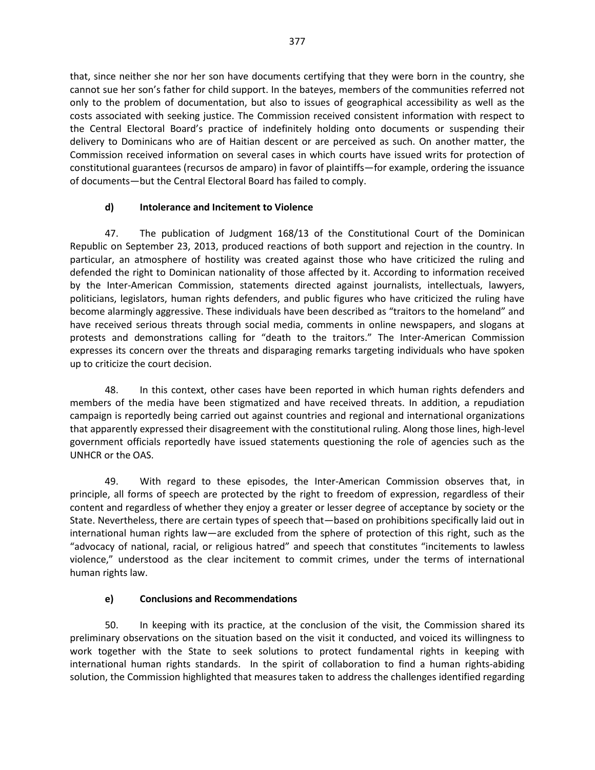that, since neither she nor her son have documents certifying that they were born in the country, she cannot sue her son's father for child support. In the bateyes, members of the communities referred not only to the problem of documentation, but also to issues of geographical accessibility as well as the costs associated with seeking justice. The Commission received consistent information with respect to the Central Electoral Board's practice of indefinitely holding onto documents or suspending their delivery to Dominicans who are of Haitian descent or are perceived as such. On another matter, the Commission received information on several cases in which courts have issued writs for protection of constitutional guarantees (recursos de amparo) in favor of plaintiffs—for example, ordering the issuance of documents—but the Central Electoral Board has failed to comply.

### d) Intolerance and Incitement to Violence

47. The publication of Judgment 168/13 of the Constitutional Court of the Dominican Republic on September 23, 2013, produced reactions of both support and rejection in the country. In particular, an atmosphere of hostility was created against those who have criticized the ruling and defended the right to Dominican nationality of those affected by it. According to information received by the Inter-American Commission, statements directed against journalists, intellectuals, lawyers, politicians, legislators, human rights defenders, and public figures who have criticized the ruling have become alarmingly aggressive. These individuals have been described as "traitors to the homeland" and have received serious threats through social media, comments in online newspapers, and slogans at protests and demonstrations calling for "death to the traitors." The Inter-American Commission expresses its concern over the threats and disparaging remarks targeting individuals who have spoken up to criticize the court decision.

48. In this context, other cases have been reported in which human rights defenders and members of the media have been stigmatized and have received threats. In addition, a repudiation campaign is reportedly being carried out against countries and regional and international organizations that apparently expressed their disagreement with the constitutional ruling. Along those lines, high-level government officials reportedly have issued statements questioning the role of agencies such as the UNHCR or the OAS.

49. With regard to these episodes, the Inter-American Commission observes that, in principle, all forms of speech are protected by the right to freedom of expression, regardless of their content and regardless of whether they enjoy a greater or lesser degree of acceptance by society or the State. Nevertheless, there are certain types of speech that—based on prohibitions specifically laid out in international human rights law—are excluded from the sphere of protection of this right, such as the "advocacy of national, racial, or religious hatred" and speech that constitutes "incitements to lawless violence," understood as the clear incitement to commit crimes, under the terms of international human rights law.

### e) Conclusions and Recommendations

50. In keeping with its practice, at the conclusion of the visit, the Commission shared its preliminary observations on the situation based on the visit it conducted, and voiced its willingness to work together with the State to seek solutions to protect fundamental rights in keeping with international human rights standards. In the spirit of collaboration to find a human rights-abiding solution, the Commission highlighted that measures taken to address the challenges identified regarding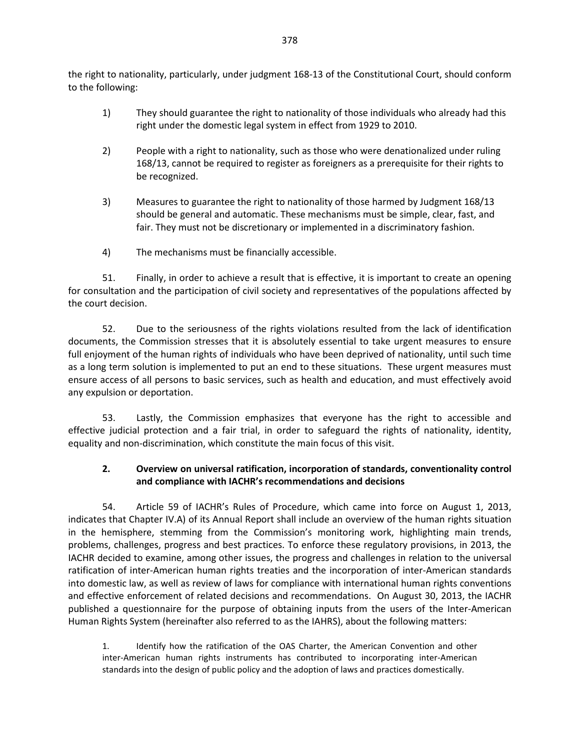the right to nationality, particularly, under judgment 168-13 of the Constitutional Court, should conform to the following:

1) They should guarantee the right to nationality of those individuals who already had this right under the domestic legal system in effect from 1929 to 2010.

2) People with a right to nationality, such as those who were denationalized under ruling 168/13, cannot be required to register as foreigners as a prerequisite for their rights to be recognized.

3) Measures to guarantee the right to nationality of those harmed by Judgment 168/13 should be general and automatic. These mechanisms must be simple, clear, fast, and fair. They must not be discretionary or implemented in a discriminatory fashion.

4) The mechanisms must be financially accessible.

51. Finally, in order to achieve a result that is effective, it is important to create an opening for consultation and the participation of civil society and representatives of the populations affected by the court decision.

52. Due to the seriousness of the rights violations resulted from the lack of identification documents, the Commission stresses that it is absolutely essential to take urgent measures to ensure full enjoyment of the human rights of individuals who have been deprived of nationality, until such time as a long term solution is implemented to put an end to these situations. These urgent measures must ensure access of all persons to basic services, such as health and education, and must effectively avoid any expulsion or deportation.

53. Lastly, the Commission emphasizes that everyone has the right to accessible and effective judicial protection and a fair trial, in order to safeguard the rights of nationality, identity, equality and non-discrimination, which constitute the main focus of this visit.

### 2. Overview on universal ratification, incorporation of standards, conventionality control and compliance with IACHR's recommendations and decisions

54. Article 59 of IACHR's Rules of Procedure, which came into force on August 1, 2013, indicates that Chapter IV.A) of its Annual Report shall include an overview of the human rights situation in the hemisphere, stemming from the Commission's monitoring work, highlighting main trends, problems, challenges, progress and best practices. To enforce these regulatory provisions, in 2013, the IACHR decided to examine, among other issues, the progress and challenges in relation to the universal ratification of inter-American human rights treaties and the incorporation of inter-American standards into domestic law, as well as review of laws for compliance with international human rights conventions and effective enforcement of related decisions and recommendations. On August 30, 2013, the IACHR published a questionnaire for the purpose of obtaining inputs from the users of the Inter-American Human Rights System (hereinafter also referred to as the IAHRS), about the following matters:

> 1. Identify how the ratification of the OAS Charter, the American Convention and other inter-American human rights instruments has contributed to incorporating inter-American standards into the design of public policy and the adoption of laws and practices domestically.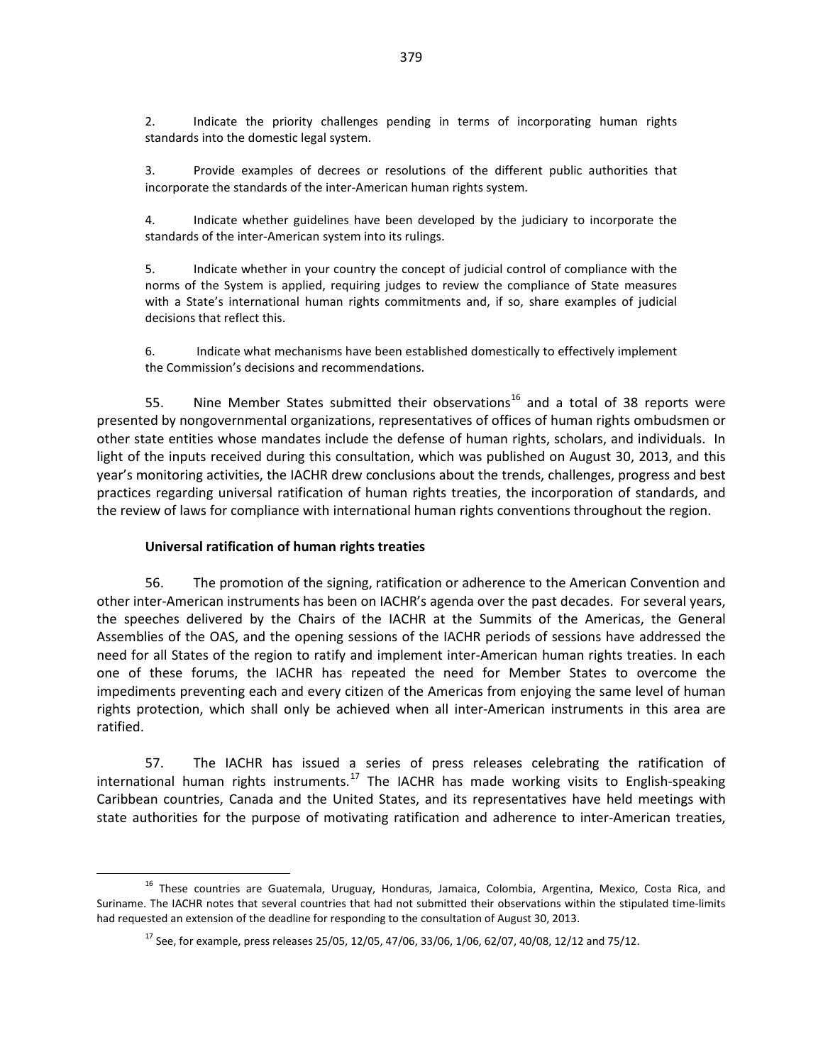2. Indicate the priority challenges pending in terms of incorporating human rights standards into the domestic legal system.

3. Provide examples of decrees or resolutions of the different public authorities that incorporate the standards of the inter-American human rights system.

4. Indicate whether guidelines have been developed by the judiciary to incorporate the standards of the inter-American system into its rulings.

5. Indicate whether in your country the concept of judicial control of compliance with the norms of the System is applied, requiring judges to review the compliance of State measures with a State's international human rights commitments and, if so, share examples of judicial decisions that reflect this.

6. Indicate what mechanisms have been established domestically to effectively implement the Commission's decisions and recommendations.

55. Nine Member States submitted their observations[16] and a total of 38 reports were presented by nongovernmental organizations, representatives of offices of human rights ombudsmen or other state entities whose mandates include the defense of human rights, scholars, and individuals. In light of the inputs received during this consultation, which was published on August 30, 2013, and this year's monitoring activities, the IACHR drew conclusions about the trends, challenges, progress and best practices regarding universal ratification of human rights treaties, the incorporation of standards, and the review of laws for compliance with international human rights conventions throughout the region.

**Universal ratification of human rights treaties**

56. The promotion of the signing, ratification or adherence to the American Convention and other inter-American instruments has been on IACHR's agenda over the past decades. For several years, the speeches delivered by the Chairs of the IACHR at the Summits of the Americas, the General Assemblies of the OAS, and the opening sessions of the IACHR periods of sessions have addressed the need for all States of the region to ratify and implement inter-American human rights treaties. In each one of these forums, the IACHR has repeated the need for Member States to overcome the impediments preventing each and every citizen of the Americas from enjoying the same level of human rights protection, which shall only be achieved when all inter-American instruments in this area are ratified.

57. The IACHR has issued a series of press releases celebrating the ratification of international human rights instruments.[17] The IACHR has made working visits to English-speaking Caribbean countries, Canada and the United States, and its representatives have held meetings with state authorities for the purpose of motivating ratification and adherence to inter-American treaties,

---

[16] These countries are Guatemala, Uruguay, Honduras, Jamaica, Colombia, Argentina, Mexico, Costa Rica, and Suriname. The IACHR notes that several countries that had not submitted their observations within the stipulated time-limits had requested an extension of the deadline for responding to the consultation of August 30, 2013.

[17] See, for example, press releases 25/05, 12/05, 47/06, 33/06, 1/06, 62/07, 40/08, 12/12 and 75/12.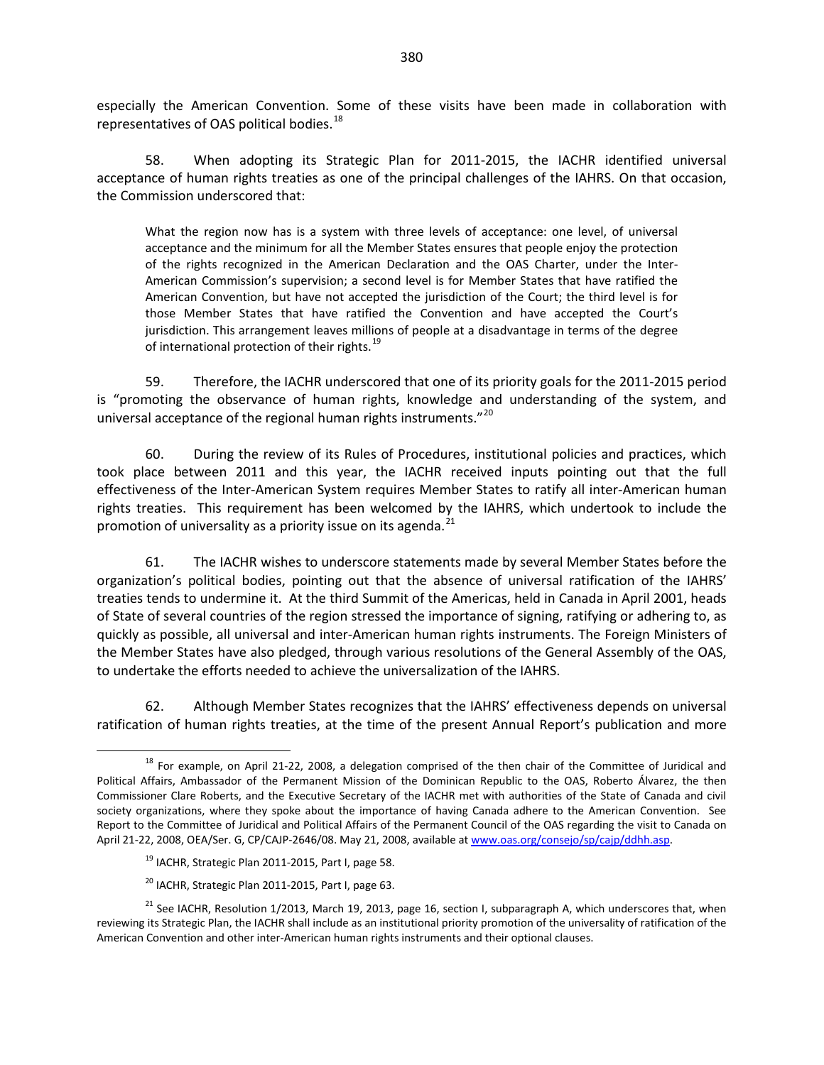especially the American Convention. Some of these visits have been made in collaboration with representatives of OAS political bodies.[18]

58. When adopting its Strategic Plan for 2011-2015, the IACHR identified universal acceptance of human rights treaties as one of the principal challenges of the IAHRS. On that occasion, the Commission underscored that:

> What the region now has is a system with three levels of acceptance: one level, of universal acceptance and the minimum for all the Member States ensures that people enjoy the protection of the rights recognized in the American Declaration and the OAS Charter, under the Inter-American Commission's supervision; a second level is for Member States that have ratified the American Convention, but have not accepted the jurisdiction of the Court; the third level is for those Member States that have ratified the Convention and have accepted the Court's jurisdiction. This arrangement leaves millions of people at a disadvantage in terms of the degree of international protection of their rights.[19]

59. Therefore, the IACHR underscored that one of its priority goals for the 2011-2015 period is "promoting the observance of human rights, knowledge and understanding of the system, and universal acceptance of the regional human rights instruments."[20]

60. During the review of its Rules of Procedures, institutional policies and practices, which took place between 2011 and this year, the IACHR received inputs pointing out that the full effectiveness of the Inter-American System requires Member States to ratify all inter-American human rights treaties. This requirement has been welcomed by the IAHRS, which undertook to include the promotion of universality as a priority issue on its agenda.[21]

61. The IACHR wishes to underscore statements made by several Member States before the organization's political bodies, pointing out that the absence of universal ratification of the IAHRS' treaties tends to undermine it. At the third Summit of the Americas, held in Canada in April 2001, heads of State of several countries of the region stressed the importance of signing, ratifying or adhering to, as quickly as possible, all universal and inter-American human rights instruments. The Foreign Ministers of the Member States have also pledged, through various resolutions of the General Assembly of the OAS, to undertake the efforts needed to achieve the universalization of the IAHRS.

62. Although Member States recognizes that the IAHRS' effectiveness depends on universal ratification of human rights treaties, at the time of the present Annual Report's publication and more

---

[18] For example, on April 21-22, 2008, a delegation comprised of the then chair of the Committee of Juridical and Political Affairs, Ambassador of the Permanent Mission of the Dominican Republic to the OAS, Roberto Álvarez, the then Commissioner Clare Roberts, and the Executive Secretary of the IACHR met with authorities of the State of Canada and civil society organizations, where they spoke about the importance of having Canada adhere to the American Convention. See Report to the Committee of Juridical and Political Affairs of the Permanent Council of the OAS regarding the visit to Canada on April 21-22, 2008, OEA/Ser. G, CP/CAJP-2646/08. May 21, 2008, available at www.oas.org/consejo/sp/cajp/ddhh.asp.

[19] IACHR, Strategic Plan 2011-2015, Part I, page 58.

[20] IACHR, Strategic Plan 2011-2015, Part I, page 63.

[21] See IACHR, Resolution 1/2013, March 19, 2013, page 16, section I, subparagraph A, which underscores that, when reviewing its Strategic Plan, the IACHR shall include as an institutional priority promotion of the universality of ratification of the American Convention and other inter-American human rights instruments and their optional clauses.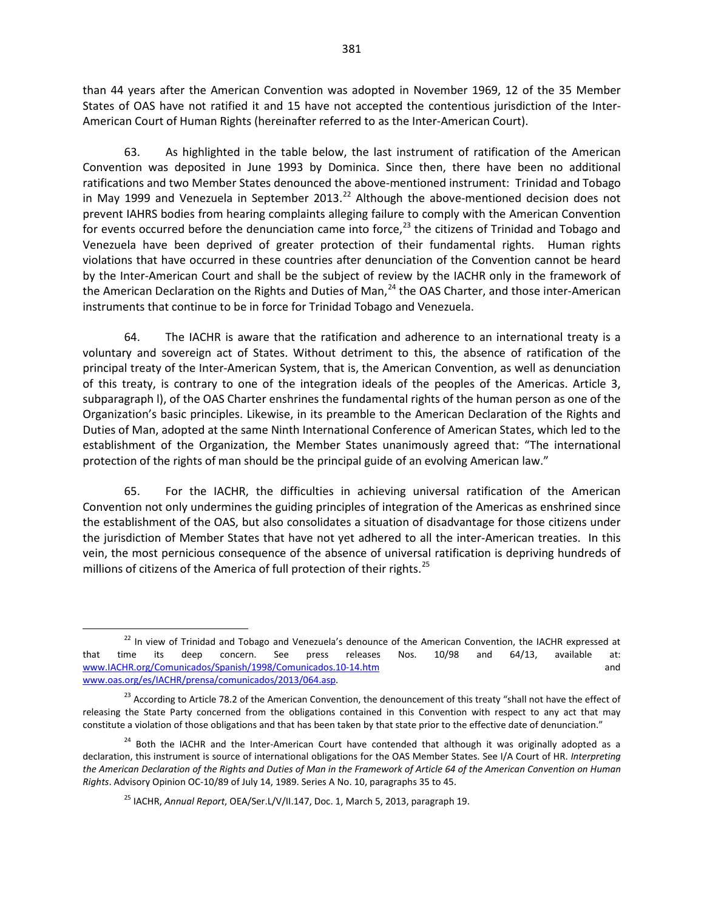than 44 years after the American Convention was adopted in November 1969, 12 of the 35 Member States of OAS have not ratified it and 15 have not accepted the contentious jurisdiction of the Inter-American Court of Human Rights (hereinafter referred to as the Inter-American Court).

63. As highlighted in the table below, the last instrument of ratification of the American Convention was deposited in June 1993 by Dominica. Since then, there have been no additional ratifications and two Member States denounced the above-mentioned instrument: Trinidad and Tobago in May 1999 and Venezuela in September 2013.[22] Although the above-mentioned decision does not prevent IAHRS bodies from hearing complaints alleging failure to comply with the American Convention for events occurred before the denunciation came into force,[23] the citizens of Trinidad and Tobago and Venezuela have been deprived of greater protection of their fundamental rights. Human rights violations that have occurred in these countries after denunciation of the Convention cannot be heard by the Inter-American Court and shall be the subject of review by the IACHR only in the framework of the American Declaration on the Rights and Duties of Man,[24] the OAS Charter, and those inter-American instruments that continue to be in force for Trinidad Tobago and Venezuela.

64. The IACHR is aware that the ratification and adherence to an international treaty is a voluntary and sovereign act of States. Without detriment to this, the absence of ratification of the principal treaty of the Inter-American System, that is, the American Convention, as well as denunciation of this treaty, is contrary to one of the integration ideals of the peoples of the Americas. Article 3, subparagraph l), of the OAS Charter enshrines the fundamental rights of the human person as one of the Organization's basic principles. Likewise, in its preamble to the American Declaration of the Rights and Duties of Man, adopted at the same Ninth International Conference of American States, which led to the establishment of the Organization, the Member States unanimously agreed that: "The international protection of the rights of man should be the principal guide of an evolving American law."

65. For the IACHR, the difficulties in achieving universal ratification of the American Convention not only undermines the guiding principles of integration of the Americas as enshrined since the establishment of the OAS, but also consolidates a situation of disadvantage for those citizens under the jurisdiction of Member States that have not yet adhered to all the inter-American treaties. In this vein, the most pernicious consequence of the absence of universal ratification is depriving hundreds of millions of citizens of the America of full protection of their rights.[25]

---

[22] In view of Trinidad and Tobago and Venezuela's denounce of the American Convention, the IACHR expressed at that time its deep concern. See press releases Nos. 10/98 and 64/13, available at: www.IACHR.org/Comunicados/Spanish/1998/Comunicados.10-14.htm and www.oas.org/es/IACHR/prensa/comunicados/2013/064.asp.

[23] According to Article 78.2 of the American Convention, the denouncement of this treaty "shall not have the effect of releasing the State Party concerned from the obligations contained in this Convention with respect to any act that may constitute a violation of those obligations and that has been taken by that state prior to the effective date of denunciation."

[24] Both the IACHR and the Inter-American Court have contended that although it was originally adopted as a declaration, this instrument is source of international obligations for the OAS Member States. See I/A Court of HR. *Interpreting the American Declaration of the Rights and Duties of Man in the Framework of Article 64 of the American Convention on Human Rights*. Advisory Opinion OC-10/89 of July 14, 1989. Series A No. 10, paragraphs 35 to 45.

[25] IACHR, *Annual Report*, OEA/Ser.L/V/II.147, Doc. 1, March 5, 2013, paragraph 19.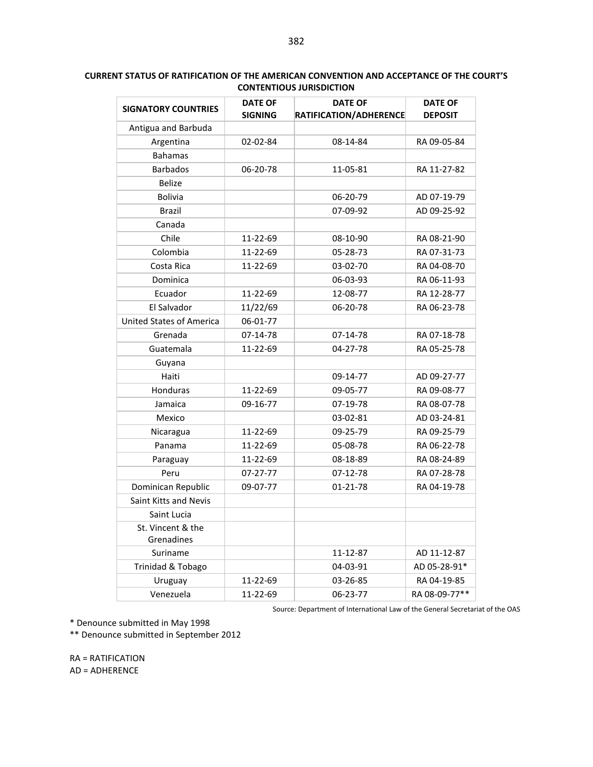**CURRENT STATUS OF RATIFICATION OF THE AMERICAN CONVENTION AND ACCEPTANCE OF THE COURT'S CONTENTIOUS JURISDICTION**

| SIGNATORY COUNTRIES | DATE OF SIGNING | DATE OF RATIFICATION/ADHERENCE | DATE OF DEPOSIT |
|---|---|---|---|
| Antigua and Barbuda | | | |
| Argentina | 02-02-84 | 08-14-84 | RA 09-05-84 |
| Bahamas | | | |
| Barbados | 06-20-78 | 11-05-81 | RA 11-27-82 |
| Belize | | | |
| Bolivia | | 06-20-79 | AD 07-19-79 |
| Brazil | | 07-09-92 | AD 09-25-92 |
| Canada | | | |
| Chile | 11-22-69 | 08-10-90 | RA 08-21-90 |
| Colombia | 11-22-69 | 05-28-73 | RA 07-31-73 |
| Costa Rica | 11-22-69 | 03-02-70 | RA 04-08-70 |
| Dominica | | 06-03-93 | RA 06-11-93 |
| Ecuador | 11-22-69 | 12-08-77 | RA 12-28-77 |
| El Salvador | 11/22/69 | 06-20-78 | RA 06-23-78 |
| United States of America | 06-01-77 | | |
| Grenada | 07-14-78 | 07-14-78 | RA 07-18-78 |
| Guatemala | 11-22-69 | 04-27-78 | RA 05-25-78 |
| Guyana | | | |
| Haiti | | 09-14-77 | AD 09-27-77 |
| Honduras | 11-22-69 | 09-05-77 | RA 09-08-77 |
| Jamaica | 09-16-77 | 07-19-78 | RA 08-07-78 |
| Mexico | | 03-02-81 | AD 03-24-81 |
| Nicaragua | 11-22-69 | 09-25-79 | RA 09-25-79 |
| Panama | 11-22-69 | 05-08-78 | RA 06-22-78 |
| Paraguay | 11-22-69 | 08-18-89 | RA 08-24-89 |
| Peru | 07-27-77 | 07-12-78 | RA 07-28-78 |
| Dominican Republic | 09-07-77 | 01-21-78 | RA 04-19-78 |
| Saint Kitts and Nevis | | | |
| Saint Lucia | | | |
| St. Vincent & the Grenadines | | | |
| Suriname | | 11-12-87 | AD 11-12-87 |
| Trinidad & Tobago | | 04-03-91 | AD 05-28-91* |
| Uruguay | 11-22-69 | 03-26-85 | RA 04-19-85 |
| Venezuela | 11-22-69 | 06-23-77 | RA 08-09-77** |

Source: Department of International Law of the General Secretariat of the OAS

* Denounce submitted in May 1998

** Denounce submitted in September 2012

RA = RATIFICATION

AD = ADHERENCE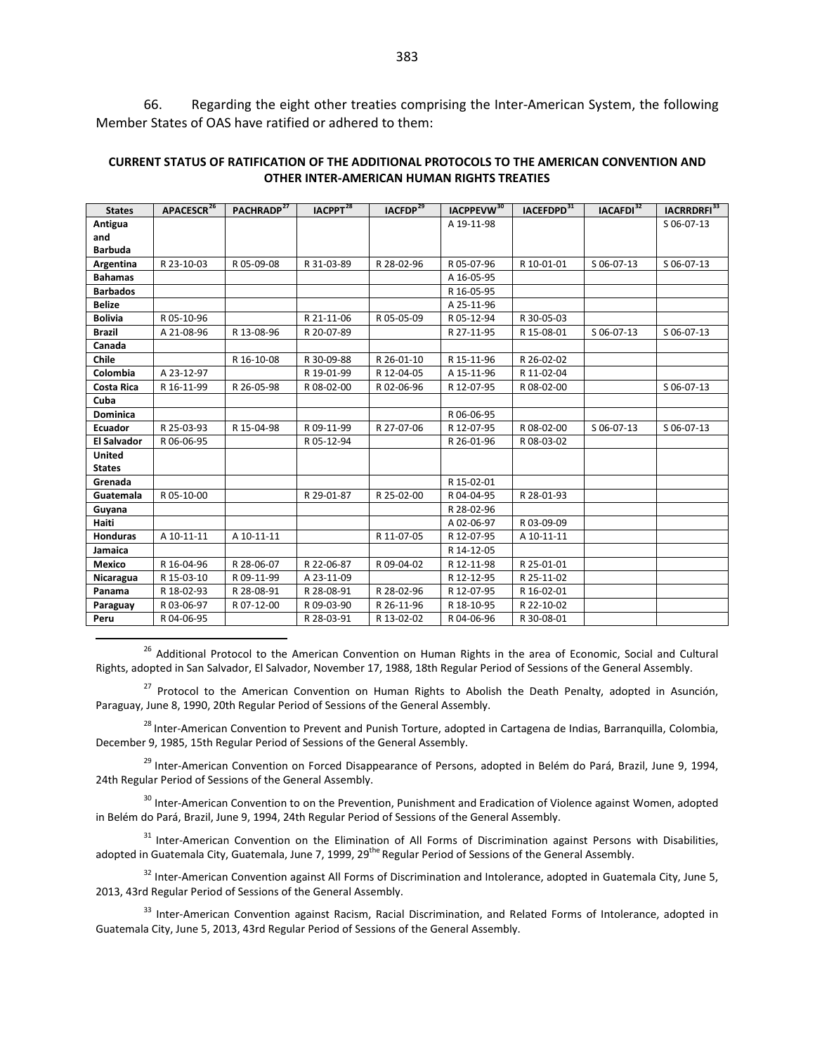66. Regarding the eight other treaties comprising the Inter-American System, the following Member States of OAS have ratified or adhered to them:

**CURRENT STATUS OF RATIFICATION OF THE ADDITIONAL PROTOCOLS TO THE AMERICAN CONVENTION AND OTHER INTER-AMERICAN HUMAN RIGHTS TREATIES**

| States | APACESCR[26] | PACHRADP[27] | IACPPT[28] | IACFDP[29] | IACPPEVW[30] | IACEFDPD[31] | IACAFDI[32] | IACRRDRFI[33] |
|---|---|---|---|---|---|---|---|---|
| Antigua and Barbuda | | | | | A 19-11-98 | | | S 06-07-13 |
| Argentina | R 23-10-03 | R 05-09-08 | R 31-03-89 | R 28-02-96 | R 05-07-96 | R 10-01-01 | S 06-07-13 | S 06-07-13 |
| Bahamas | | | | | A 16-05-95 | | | |
| Barbados | | | | | R 16-05-95 | | | |
| Belize | | | | | A 25-11-96 | | | |
| Bolivia | R 05-10-96 | | R 21-11-06 | R 05-05-09 | R 05-12-94 | R 30-05-03 | | |
| Brazil | A 21-08-96 | R 13-08-96 | R 20-07-89 | | R 27-11-95 | R 15-08-01 | S 06-07-13 | S 06-07-13 |
| Canada | | | | | | | | |
| Chile | | R 16-10-08 | R 30-09-88 | R 26-01-10 | R 15-11-96 | R 26-02-02 | | |
| Colombia | A 23-12-97 | | R 19-01-99 | R 12-04-05 | A 15-11-96 | R 11-02-04 | | |
| Costa Rica | R 16-11-99 | R 26-05-98 | R 08-02-00 | R 02-06-96 | R 12-07-95 | R 08-02-00 | | S 06-07-13 |
| Cuba | | | | | | | | |
| Dominica | | | | | R 06-06-95 | | | |
| Ecuador | R 25-03-93 | R 15-04-98 | R 09-11-99 | R 27-07-06 | R 12-07-95 | R 08-02-00 | S 06-07-13 | S 06-07-13 |
| El Salvador | R 06-06-95 | | R 05-12-94 | | R 26-01-96 | R 08-03-02 | | |
| United States | | | | | | | | |
| Grenada | | | | | R 15-02-01 | | | |
| Guatemala | R 05-10-00 | | R 29-01-87 | R 25-02-00 | R 04-04-95 | R 28-01-93 | | |
| Guyana | | | | | R 28-02-96 | | | |
| Haiti | | | | | A 02-06-97 | R 03-09-09 | | |
| Honduras | A 10-11-11 | A 10-11-11 | | R 11-07-05 | R 12-07-95 | A 10-11-11 | | |
| Jamaica | | | | | R 14-12-05 | | | |
| Mexico | R 16-04-96 | R 28-06-07 | R 22-06-87 | R 09-04-02 | R 12-11-98 | R 25-01-01 | | |
| Nicaragua | R 15-03-10 | R 09-11-99 | A 23-11-09 | | R 12-12-95 | R 25-11-02 | | |
| Panama | R 18-02-93 | R 28-08-91 | R 28-08-91 | R 28-02-96 | R 12-07-95 | R 16-02-01 | | |
| Paraguay | R 03-06-97 | R 07-12-00 | R 09-03-90 | R 26-11-96 | R 18-10-95 | R 22-10-02 | | |
| Peru | R 04-06-95 | | R 28-03-91 | R 13-02-02 | R 04-06-96 | R 30-08-01 | | |

[26] Additional Protocol to the American Convention on Human Rights in the area of Economic, Social and Cultural Rights, adopted in San Salvador, El Salvador, November 17, 1988, 18th Regular Period of Sessions of the General Assembly.

[27] Protocol to the American Convention on Human Rights to Abolish the Death Penalty, adopted in Asunción, Paraguay, June 8, 1990, 20th Regular Period of Sessions of the General Assembly.

[28] Inter-American Convention to Prevent and Punish Torture, adopted in Cartagena de Indias, Barranquilla, Colombia, December 9, 1985, 15th Regular Period of Sessions of the General Assembly.

[29] Inter-American Convention on Forced Disappearance of Persons, adopted in Belém do Pará, Brazil, June 9, 1994, 24th Regular Period of Sessions of the General Assembly.

[30] Inter-American Convention to on the Prevention, Punishment and Eradication of Violence against Women, adopted in Belém do Pará, Brazil, June 9, 1994, 24th Regular Period of Sessions of the General Assembly.

[31] Inter-American Convention on the Elimination of All Forms of Discrimination against Persons with Disabilities, adopted in Guatemala City, Guatemala, June 7, 1999, 29[the] Regular Period of Sessions of the General Assembly.

[32] Inter-American Convention against All Forms of Discrimination and Intolerance, adopted in Guatemala City, June 5, 2013, 43rd Regular Period of Sessions of the General Assembly.

[33] Inter-American Convention against Racism, Racial Discrimination, and Related Forms of Intolerance, adopted in Guatemala City, June 5, 2013, 43rd Regular Period of Sessions of the General Assembly.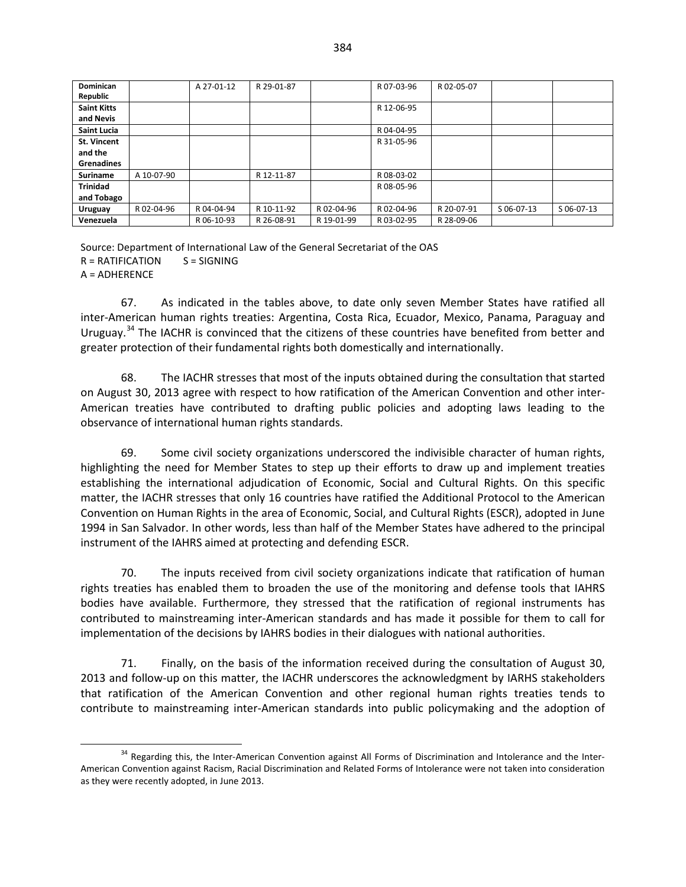| Dominican Republic | | A 27-01-12 | R 29-01-87 | | R 07-03-96 | R 02-05-07 | | |
|---|---|---|---|---|---|---|---|---|
| Saint Kitts and Nevis | | | | | R 12-06-95 | | | |
| Saint Lucia | | | | | R 04-04-95 | | | |
| St. Vincent and the Grenadines | | | | | R 31-05-96 | | | |
| Suriname | A 10-07-90 | | R 12-11-87 | | R 08-03-02 | | | |
| Trinidad and Tobago | | | | | R 08-05-96 | | | |
| Uruguay | R 02-04-96 | R 04-04-94 | R 10-11-92 | R 02-04-96 | R 02-04-96 | R 20-07-91 | S 06-07-13 | S 06-07-13 |
| Venezuela | | R 06-10-93 | R 26-08-91 | R 19-01-99 | R 03-02-95 | R 28-09-06 | | |

Source: Department of International Law of the General Secretariat of the OAS
R = RATIFICATION S = SIGNING
A = ADHERENCE

67. As indicated in the tables above, to date only seven Member States have ratified all inter-American human rights treaties: Argentina, Costa Rica, Ecuador, Mexico, Panama, Paraguay and Uruguay.[34] The IACHR is convinced that the citizens of these countries have benefited from better and greater protection of their fundamental rights both domestically and internationally.

68. The IACHR stresses that most of the inputs obtained during the consultation that started on August 30, 2013 agree with respect to how ratification of the American Convention and other inter-American treaties have contributed to drafting public policies and adopting laws leading to the observance of international human rights standards.

69. Some civil society organizations underscored the indivisible character of human rights, highlighting the need for Member States to step up their efforts to draw up and implement treaties establishing the international adjudication of Economic, Social and Cultural Rights. On this specific matter, the IACHR stresses that only 16 countries have ratified the Additional Protocol to the American Convention on Human Rights in the area of Economic, Social, and Cultural Rights (ESCR), adopted in June 1994 in San Salvador. In other words, less than half of the Member States have adhered to the principal instrument of the IAHRS aimed at protecting and defending ESCR.

70. The inputs received from civil society organizations indicate that ratification of human rights treaties has enabled them to broaden the use of the monitoring and defense tools that IAHRS bodies have available. Furthermore, they stressed that the ratification of regional instruments has contributed to mainstreaming inter-American standards and has made it possible for them to call for implementation of the decisions by IAHRS bodies in their dialogues with national authorities.

71. Finally, on the basis of the information received during the consultation of August 30, 2013 and follow-up on this matter, the IACHR underscores the acknowledgment by IARHS stakeholders that ratification of the American Convention and other regional human rights treaties tends to contribute to mainstreaming inter-American standards into public policymaking and the adoption of

[34] Regarding this, the Inter-American Convention against All Forms of Discrimination and Intolerance and the Inter-American Convention against Racism, Racial Discrimination and Related Forms of Intolerance were not taken into consideration as they were recently adopted, in June 2013.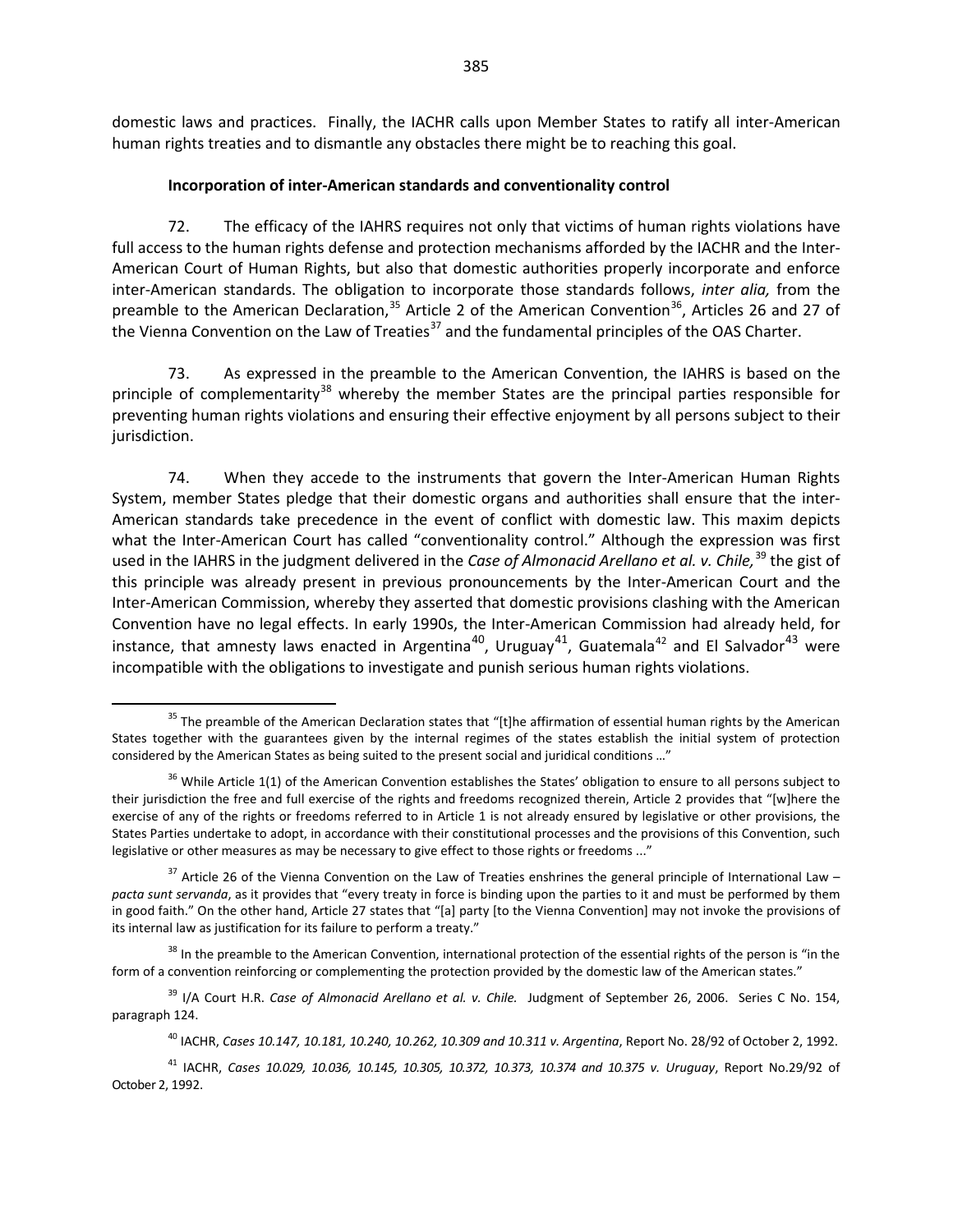domestic laws and practices. Finally, the IACHR calls upon Member States to ratify all inter-American human rights treaties and to dismantle any obstacles there might be to reaching this goal.

**Incorporation of inter-American standards and conventionality control**

72. The efficacy of the IAHRS requires not only that victims of human rights violations have full access to the human rights defense and protection mechanisms afforded by the IACHR and the Inter-American Court of Human Rights, but also that domestic authorities properly incorporate and enforce inter-American standards. The obligation to incorporate those standards follows, *inter alia,* from the preamble to the American Declaration,[35] Article 2 of the American Convention[36], Articles 26 and 27 of the Vienna Convention on the Law of Treaties[37] and the fundamental principles of the OAS Charter.

73. As expressed in the preamble to the American Convention, the IAHRS is based on the principle of complementarity[38] whereby the member States are the principal parties responsible for preventing human rights violations and ensuring their effective enjoyment by all persons subject to their jurisdiction.

74. When they accede to the instruments that govern the Inter-American Human Rights System, member States pledge that their domestic organs and authorities shall ensure that the inter-American standards take precedence in the event of conflict with domestic law. This maxim depicts what the Inter-American Court has called "conventionality control." Although the expression was first used in the IAHRS in the judgment delivered in the *Case of Almonacid Arellano et al. v. Chile,*[39] the gist of this principle was already present in previous pronouncements by the Inter-American Court and the Inter-American Commission, whereby they asserted that domestic provisions clashing with the American Convention have no legal effects. In early 1990s, the Inter-American Commission had already held, for instance, that amnesty laws enacted in Argentina[40], Uruguay[41], Guatemala[42] and El Salvador[43] were incompatible with the obligations to investigate and punish serious human rights violations.

---

[35] The preamble of the American Declaration states that "[t]he affirmation of essential human rights by the American States together with the guarantees given by the internal regimes of the states establish the initial system of protection considered by the American States as being suited to the present social and juridical conditions …"

[36] While Article 1(1) of the American Convention establishes the States' obligation to ensure to all persons subject to their jurisdiction the free and full exercise of the rights and freedoms recognized therein, Article 2 provides that "[w]here the exercise of any of the rights or freedoms referred to in Article 1 is not already ensured by legislative or other provisions, the States Parties undertake to adopt, in accordance with their constitutional processes and the provisions of this Convention, such legislative or other measures as may be necessary to give effect to those rights or freedoms ..."

[37] Article 26 of the Vienna Convention on the Law of Treaties enshrines the general principle of International Law – *pacta sunt servanda*, as it provides that "every treaty in force is binding upon the parties to it and must be performed by them in good faith." On the other hand, Article 27 states that "[a] party [to the Vienna Convention] may not invoke the provisions of its internal law as justification for its failure to perform a treaty."

[38] In the preamble to the American Convention, international protection of the essential rights of the person is "in the form of a convention reinforcing or complementing the protection provided by the domestic law of the American states."

[39] I/A Court H.R. *Case of Almonacid Arellano et al. v. Chile.* Judgment of September 26, 2006. Series C No. 154, paragraph 124.

[40] IACHR, *Cases 10.147, 10.181, 10.240, 10.262, 10.309 and 10.311 v. Argentina*, Report No. 28/92 of October 2, 1992.

[41] IACHR, *Cases 10.029, 10.036, 10.145, 10.305, 10.372, 10.373, 10.374 and 10.375 v. Uruguay*, Report No.29/92 of October 2, 1992.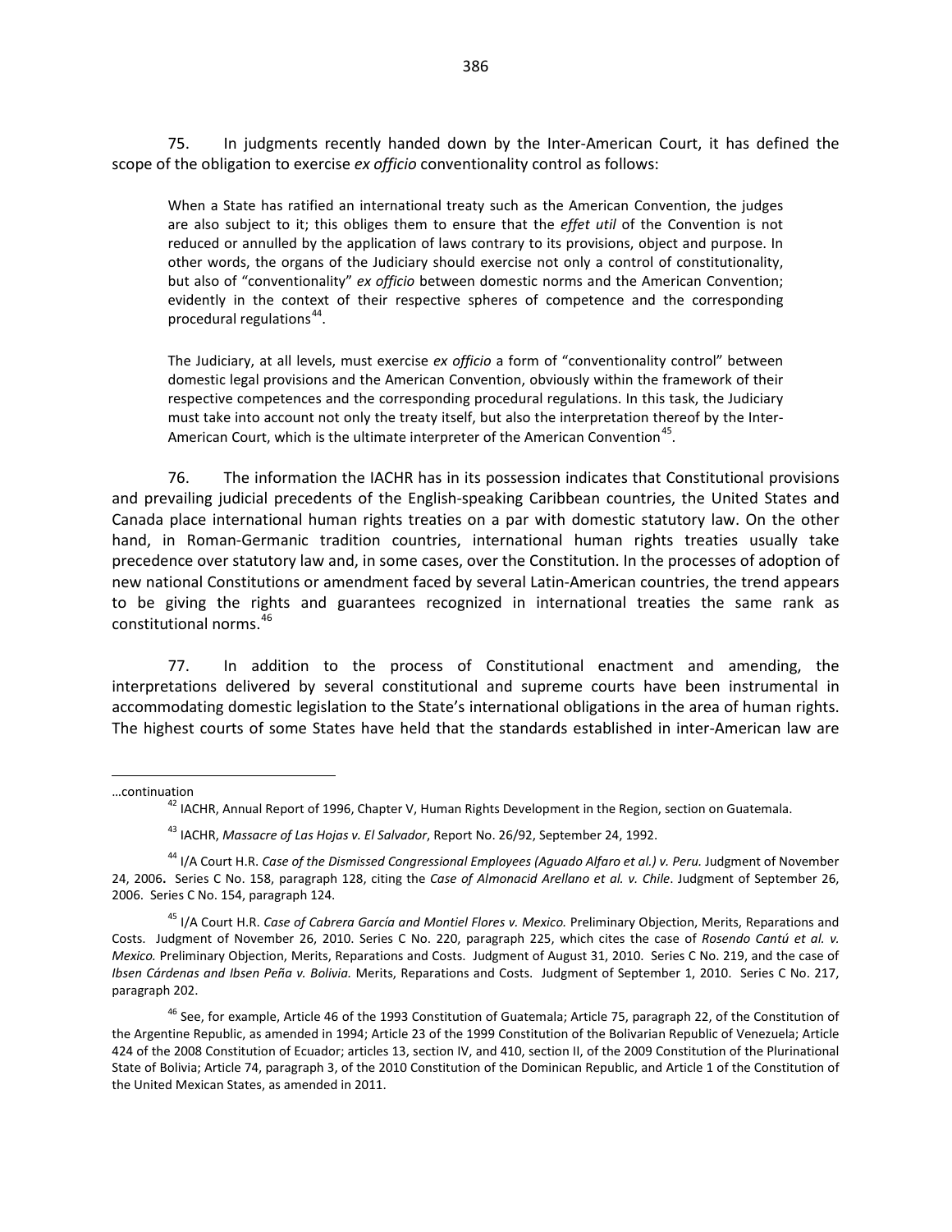75. In judgments recently handed down by the Inter-American Court, it has defined the scope of the obligation to exercise *ex officio* conventionality control as follows:

> When a State has ratified an international treaty such as the American Convention, the judges are also subject to it; this obliges them to ensure that the *effet util* of the Convention is not reduced or annulled by the application of laws contrary to its provisions, object and purpose. In other words, the organs of the Judiciary should exercise not only a control of constitutionality, but also of "conventionality" *ex officio* between domestic norms and the American Convention; evidently in the context of their respective spheres of competence and the corresponding procedural regulations[44].
>
> The Judiciary, at all levels, must exercise *ex officio* a form of "conventionality control" between domestic legal provisions and the American Convention, obviously within the framework of their respective competences and the corresponding procedural regulations. In this task, the Judiciary must take into account not only the treaty itself, but also the interpretation thereof by the Inter-American Court, which is the ultimate interpreter of the American Convention[45].

76. The information the IACHR has in its possession indicates that Constitutional provisions and prevailing judicial precedents of the English-speaking Caribbean countries, the United States and Canada place international human rights treaties on a par with domestic statutory law. On the other hand, in Roman-Germanic tradition countries, international human rights treaties usually take precedence over statutory law and, in some cases, over the Constitution. In the processes of adoption of new national Constitutions or amendment faced by several Latin-American countries, the trend appears to be giving the rights and guarantees recognized in international treaties the same rank as constitutional norms.[46]

77. In addition to the process of Constitutional enactment and amending, the interpretations delivered by several constitutional and supreme courts have been instrumental in accommodating domestic legislation to the State's international obligations in the area of human rights. The highest courts of some States have held that the standards established in inter-American law are

---

…continuation

[42] IACHR, Annual Report of 1996, Chapter V, Human Rights Development in the Region, section on Guatemala.

[43] IACHR, *Massacre of Las Hojas v. El Salvador*, Report No. 26/92, September 24, 1992.

[44] I/A Court H.R. *Case of the Dismissed Congressional Employees (Aguado Alfaro et al.) v. Peru.* Judgment of November 24, 2006**.** Series C No. 158, paragraph 128, citing the *Case of Almonacid Arellano et al. v. Chile*. Judgment of September 26, 2006. Series C No. 154, paragraph 124.

[45] I/A Court H.R. *Case of Cabrera García and Montiel Flores v. Mexico.* Preliminary Objection, Merits, Reparations and Costs. Judgment of November 26, 2010. Series C No. 220, paragraph 225, which cites the case of *Rosendo Cantú et al. v. Mexico.* Preliminary Objection, Merits, Reparations and Costs. Judgment of August 31, 2010. Series C No. 219, and the case of *Ibsen Cárdenas and Ibsen Peña v. Bolivia.* Merits, Reparations and Costs. Judgment of September 1, 2010. Series C No. 217, paragraph 202.

[46] See, for example, Article 46 of the 1993 Constitution of Guatemala; Article 75, paragraph 22, of the Constitution of the Argentine Republic, as amended in 1994; Article 23 of the 1999 Constitution of the Bolivarian Republic of Venezuela; Article 424 of the 2008 Constitution of Ecuador; articles 13, section IV, and 410, section II, of the 2009 Constitution of the Plurinational State of Bolivia; Article 74, paragraph 3, of the 2010 Constitution of the Dominican Republic, and Article 1 of the Constitution of the United Mexican States, as amended in 2011.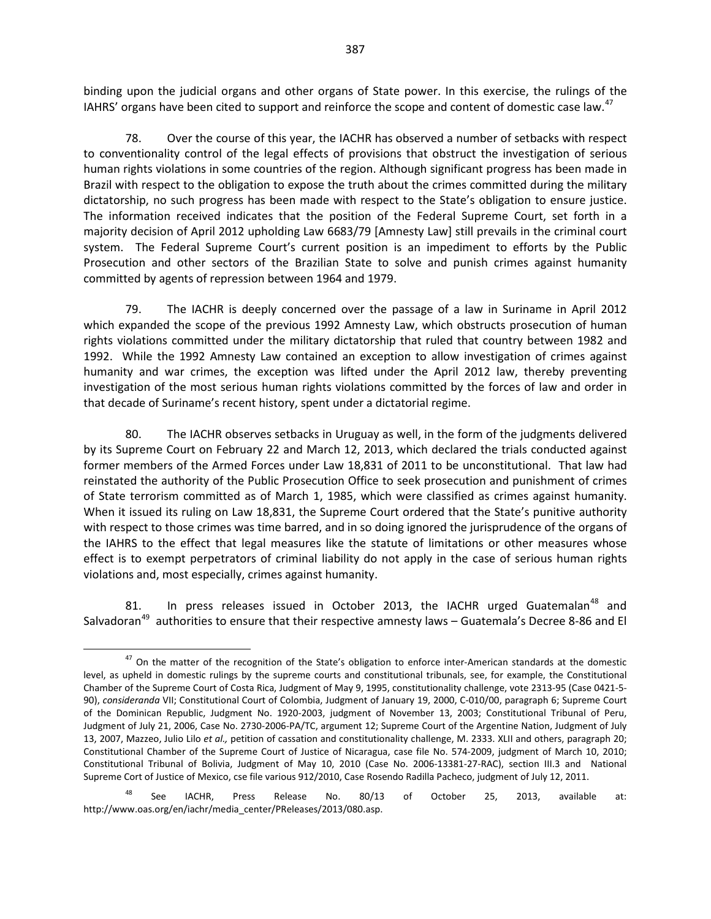binding upon the judicial organs and other organs of State power. In this exercise, the rulings of the IAHRS' organs have been cited to support and reinforce the scope and content of domestic case law.[47]

78. Over the course of this year, the IACHR has observed a number of setbacks with respect to conventionality control of the legal effects of provisions that obstruct the investigation of serious human rights violations in some countries of the region. Although significant progress has been made in Brazil with respect to the obligation to expose the truth about the crimes committed during the military dictatorship, no such progress has been made with respect to the State's obligation to ensure justice. The information received indicates that the position of the Federal Supreme Court, set forth in a majority decision of April 2012 upholding Law 6683/79 [Amnesty Law] still prevails in the criminal court system. The Federal Supreme Court's current position is an impediment to efforts by the Public Prosecution and other sectors of the Brazilian State to solve and punish crimes against humanity committed by agents of repression between 1964 and 1979.

79. The IACHR is deeply concerned over the passage of a law in Suriname in April 2012 which expanded the scope of the previous 1992 Amnesty Law, which obstructs prosecution of human rights violations committed under the military dictatorship that ruled that country between 1982 and 1992. While the 1992 Amnesty Law contained an exception to allow investigation of crimes against humanity and war crimes, the exception was lifted under the April 2012 law, thereby preventing investigation of the most serious human rights violations committed by the forces of law and order in that decade of Suriname's recent history, spent under a dictatorial regime.

80. The IACHR observes setbacks in Uruguay as well, in the form of the judgments delivered by its Supreme Court on February 22 and March 12, 2013, which declared the trials conducted against former members of the Armed Forces under Law 18,831 of 2011 to be unconstitutional. That law had reinstated the authority of the Public Prosecution Office to seek prosecution and punishment of crimes of State terrorism committed as of March 1, 1985, which were classified as crimes against humanity. When it issued its ruling on Law 18,831, the Supreme Court ordered that the State's punitive authority with respect to those crimes was time barred, and in so doing ignored the jurisprudence of the organs of the IAHRS to the effect that legal measures like the statute of limitations or other measures whose effect is to exempt perpetrators of criminal liability do not apply in the case of serious human rights violations and, most especially, crimes against humanity.

81. In press releases issued in October 2013, the IACHR urged Guatemalan[48] and Salvadoran[49] authorities to ensure that their respective amnesty laws – Guatemala's Decree 8-86 and El

---

[47] On the matter of the recognition of the State's obligation to enforce inter-American standards at the domestic level, as upheld in domestic rulings by the supreme courts and constitutional tribunals, see, for example, the Constitutional Chamber of the Supreme Court of Costa Rica, Judgment of May 9, 1995, constitutionality challenge, vote 2313-95 (Case 0421-5-90), *consideranda* VII; Constitutional Court of Colombia, Judgment of January 19, 2000, C-010/00, paragraph 6; Supreme Court of the Dominican Republic, Judgment No. 1920-2003, judgment of November 13, 2003; Constitutional Tribunal of Peru, Judgment of July 21, 2006, Case No. 2730-2006-PA/TC, argument 12; Supreme Court of the Argentine Nation, Judgment of July 13, 2007, Mazzeo, Julio Lilo *et al.,* petition of cassation and constitutionality challenge, M. 2333. XLII and others, paragraph 20; Constitutional Chamber of the Supreme Court of Justice of Nicaragua, case file No. 574-2009, judgment of March 10, 2010; Constitutional Tribunal of Bolivia, Judgment of May 10, 2010 (Case No. 2006-13381-27-RAC), section III.3 and National Supreme Cort of Justice of Mexico, cse file various 912/2010, Case Rosendo Radilla Pacheco, judgment of July 12, 2011.

[48] See IACHR, Press Release No. 80/13 of October 25, 2013, available at: http://www.oas.org/en/iachr/media_center/PReleases/2013/080.asp.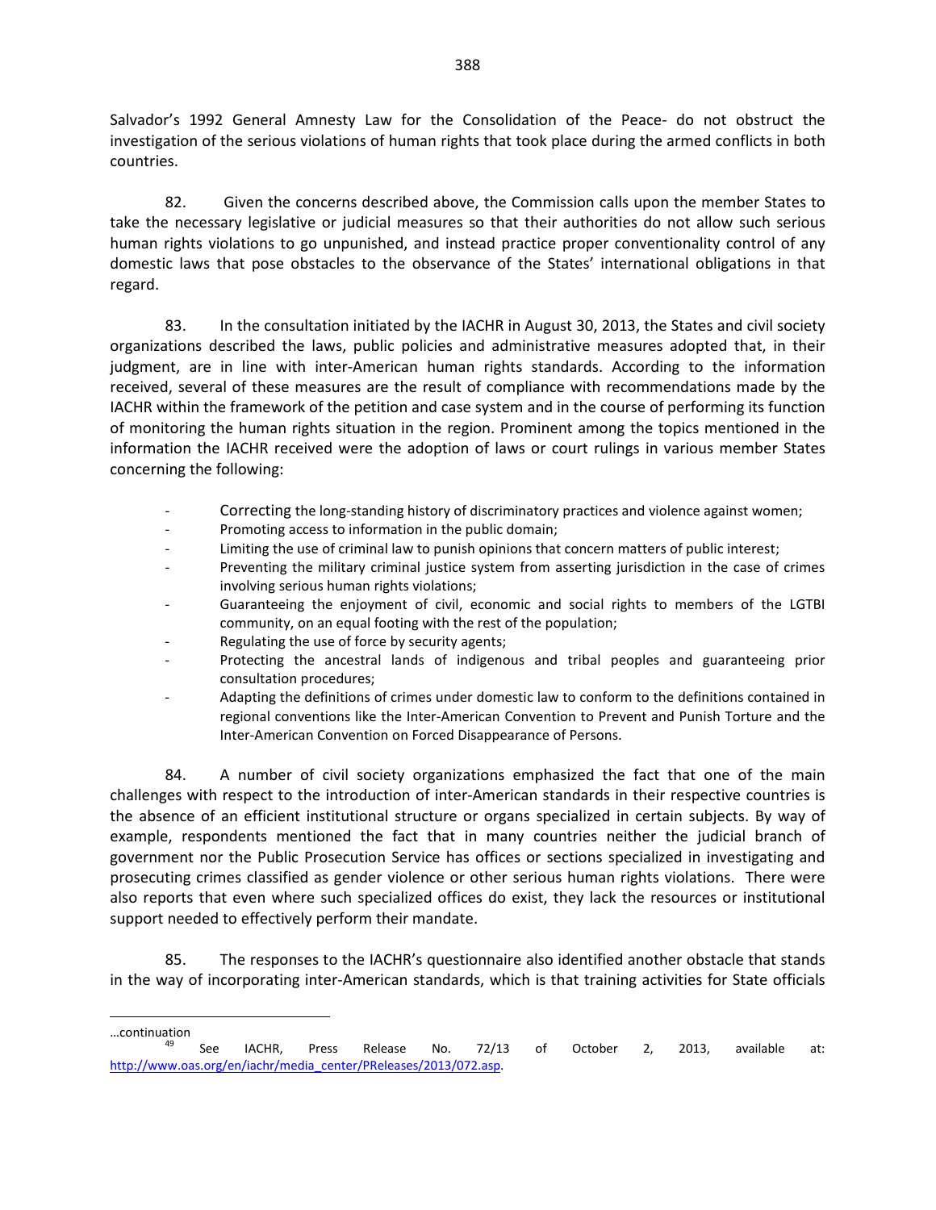Salvador's 1992 General Amnesty Law for the Consolidation of the Peace- do not obstruct the investigation of the serious violations of human rights that took place during the armed conflicts in both countries.

82. Given the concerns described above, the Commission calls upon the member States to take the necessary legislative or judicial measures so that their authorities do not allow such serious human rights violations to go unpunished, and instead practice proper conventionality control of any domestic laws that pose obstacles to the observance of the States' international obligations in that regard.

83. In the consultation initiated by the IACHR in August 30, 2013, the States and civil society organizations described the laws, public policies and administrative measures adopted that, in their judgment, are in line with inter-American human rights standards. According to the information received, several of these measures are the result of compliance with recommendations made by the IACHR within the framework of the petition and case system and in the course of performing its function of monitoring the human rights situation in the region. Prominent among the topics mentioned in the information the IACHR received were the adoption of laws or court rulings in various member States concerning the following:

- Correcting the long-standing history of discriminatory practices and violence against women;
- Promoting access to information in the public domain;
- Limiting the use of criminal law to punish opinions that concern matters of public interest;
- Preventing the military criminal justice system from asserting jurisdiction in the case of crimes involving serious human rights violations;
- Guaranteeing the enjoyment of civil, economic and social rights to members of the LGTBI community, on an equal footing with the rest of the population;
- Regulating the use of force by security agents;
- Protecting the ancestral lands of indigenous and tribal peoples and guaranteeing prior consultation procedures;
- Adapting the definitions of crimes under domestic law to conform to the definitions contained in regional conventions like the Inter-American Convention to Prevent and Punish Torture and the Inter-American Convention on Forced Disappearance of Persons.

84. A number of civil society organizations emphasized the fact that one of the main challenges with respect to the introduction of inter-American standards in their respective countries is the absence of an efficient institutional structure or organs specialized in certain subjects. By way of example, respondents mentioned the fact that in many countries neither the judicial branch of government nor the Public Prosecution Service has offices or sections specialized in investigating and prosecuting crimes classified as gender violence or other serious human rights violations. There were also reports that even where such specialized offices do exist, they lack the resources or institutional support needed to effectively perform their mandate.

85. The responses to the IACHR's questionnaire also identified another obstacle that stands in the way of incorporating inter-American standards, which is that training activities for State officials

---

…continuation

[49] See IACHR, Press Release No. 72/13 of October 2, 2013, available at: http://www.oas.org/en/iachr/media_center/PReleases/2013/072.asp.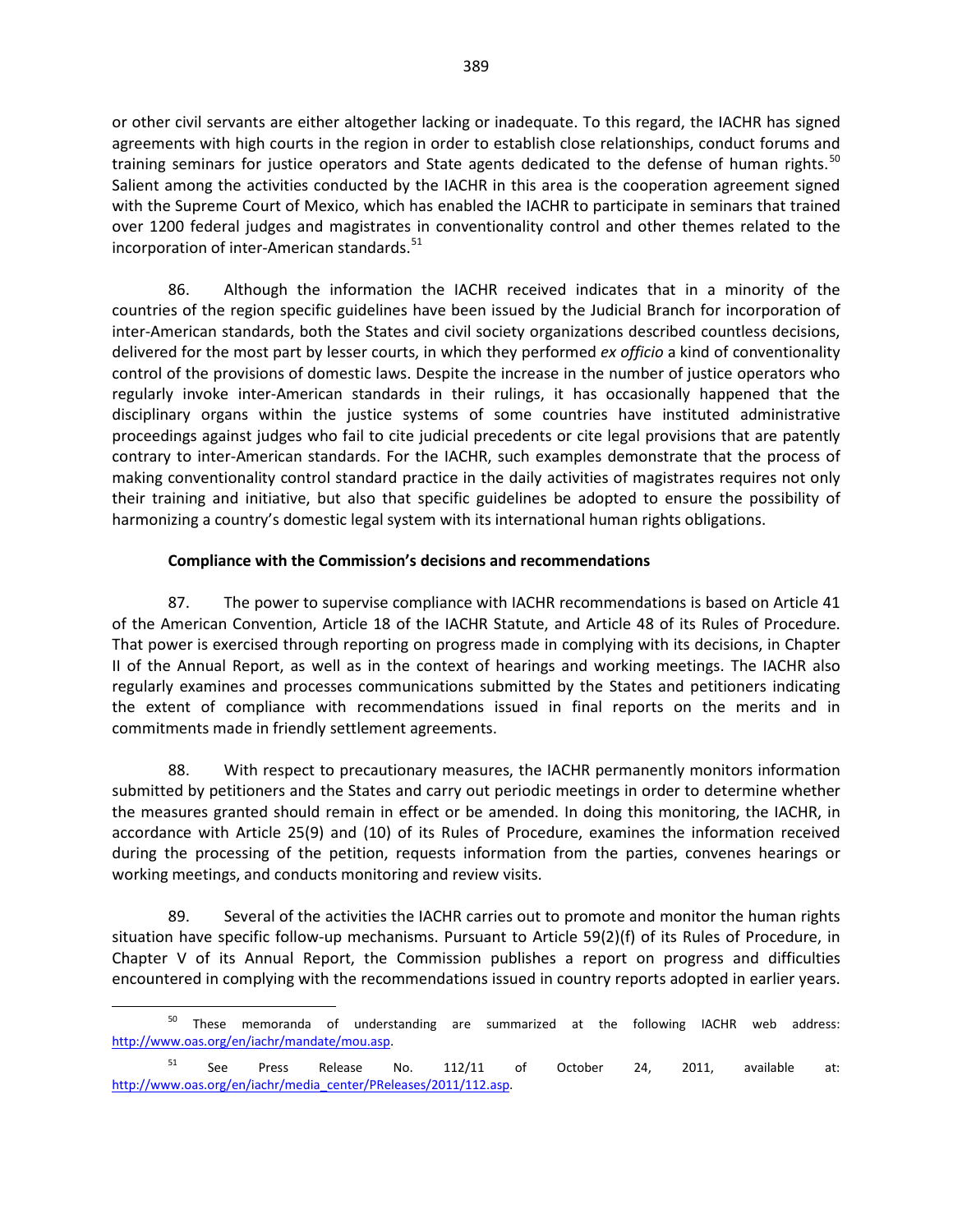or other civil servants are either altogether lacking or inadequate. To this regard, the IACHR has signed agreements with high courts in the region in order to establish close relationships, conduct forums and training seminars for justice operators and State agents dedicated to the defense of human rights.[50] Salient among the activities conducted by the IACHR in this area is the cooperation agreement signed with the Supreme Court of Mexico, which has enabled the IACHR to participate in seminars that trained over 1200 federal judges and magistrates in conventionality control and other themes related to the incorporation of inter-American standards.[51]

86. Although the information the IACHR received indicates that in a minority of the countries of the region specific guidelines have been issued by the Judicial Branch for incorporation of inter-American standards, both the States and civil society organizations described countless decisions, delivered for the most part by lesser courts, in which they performed *ex officio* a kind of conventionality control of the provisions of domestic laws. Despite the increase in the number of justice operators who regularly invoke inter-American standards in their rulings, it has occasionally happened that the disciplinary organs within the justice systems of some countries have instituted administrative proceedings against judges who fail to cite judicial precedents or cite legal provisions that are patently contrary to inter-American standards. For the IACHR, such examples demonstrate that the process of making conventionality control standard practice in the daily activities of magistrates requires not only their training and initiative, but also that specific guidelines be adopted to ensure the possibility of harmonizing a country's domestic legal system with its international human rights obligations.

**Compliance with the Commission's decisions and recommendations**

87. The power to supervise compliance with IACHR recommendations is based on Article 41 of the American Convention, Article 18 of the IACHR Statute, and Article 48 of its Rules of Procedure. That power is exercised through reporting on progress made in complying with its decisions, in Chapter II of the Annual Report, as well as in the context of hearings and working meetings. The IACHR also regularly examines and processes communications submitted by the States and petitioners indicating the extent of compliance with recommendations issued in final reports on the merits and in commitments made in friendly settlement agreements.

88. With respect to precautionary measures, the IACHR permanently monitors information submitted by petitioners and the States and carry out periodic meetings in order to determine whether the measures granted should remain in effect or be amended. In doing this monitoring, the IACHR, in accordance with Article 25(9) and (10) of its Rules of Procedure, examines the information received during the processing of the petition, requests information from the parties, convenes hearings or working meetings, and conducts monitoring and review visits.

89. Several of the activities the IACHR carries out to promote and monitor the human rights situation have specific follow-up mechanisms. Pursuant to Article 59(2)(f) of its Rules of Procedure, in Chapter V of its Annual Report, the Commission publishes a report on progress and difficulties encountered in complying with the recommendations issued in country reports adopted in earlier years.

---

[50] These memoranda of understanding are summarized at the following IACHR web address: http://www.oas.org/en/iachr/mandate/mou.asp.

[51] See Press Release No. 112/11 of October 24, 2011, available at: http://www.oas.org/en/iachr/media_center/PReleases/2011/112.asp.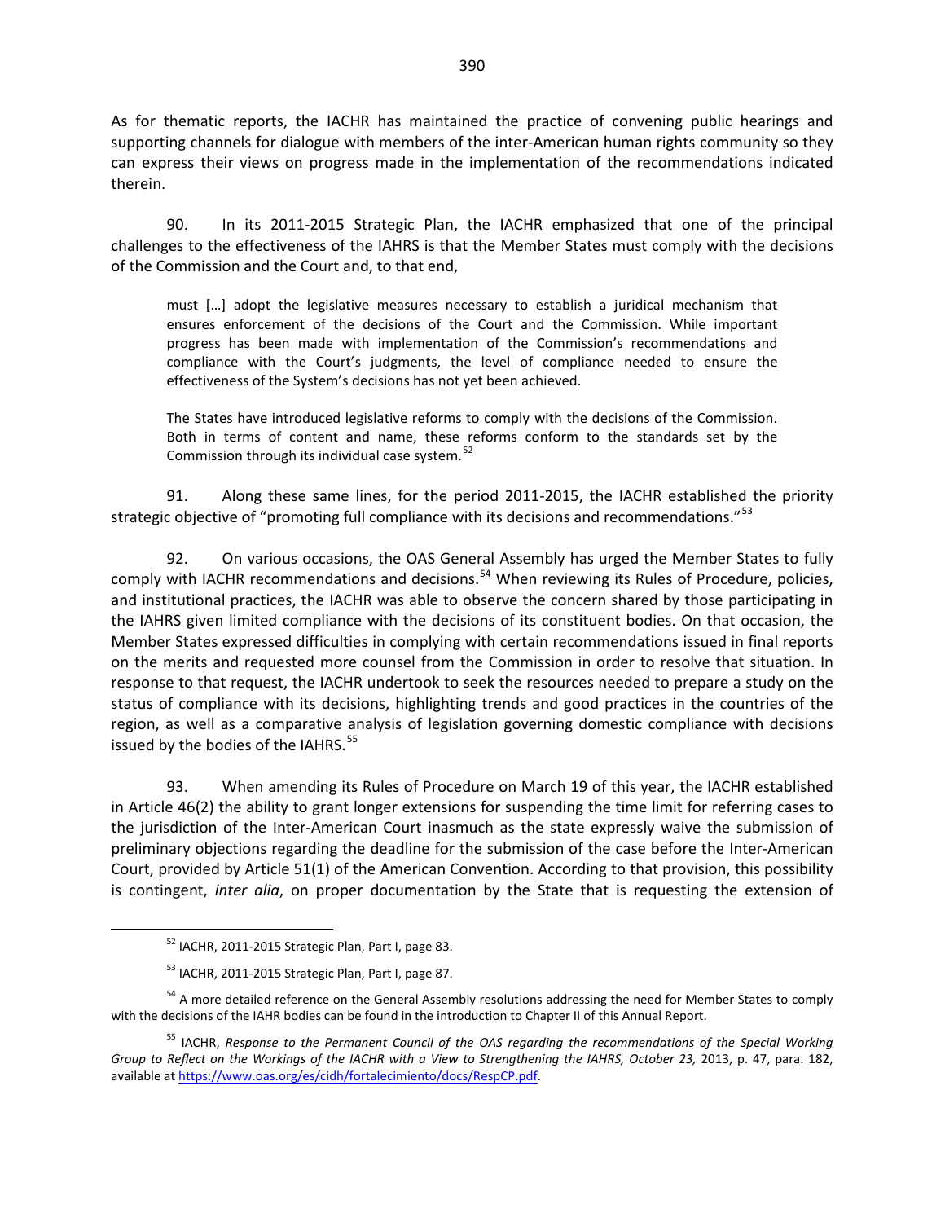As for thematic reports, the IACHR has maintained the practice of convening public hearings and supporting channels for dialogue with members of the inter-American human rights community so they can express their views on progress made in the implementation of the recommendations indicated therein.

90. In its 2011-2015 Strategic Plan, the IACHR emphasized that one of the principal challenges to the effectiveness of the IAHRS is that the Member States must comply with the decisions of the Commission and the Court and, to that end,

> must […] adopt the legislative measures necessary to establish a juridical mechanism that ensures enforcement of the decisions of the Court and the Commission. While important progress has been made with implementation of the Commission's recommendations and compliance with the Court's judgments, the level of compliance needed to ensure the effectiveness of the System's decisions has not yet been achieved.
>
> The States have introduced legislative reforms to comply with the decisions of the Commission. Both in terms of content and name, these reforms conform to the standards set by the Commission through its individual case system.[52]

91. Along these same lines, for the period 2011-2015, the IACHR established the priority strategic objective of "promoting full compliance with its decisions and recommendations."[53]

92. On various occasions, the OAS General Assembly has urged the Member States to fully comply with IACHR recommendations and decisions.[54] When reviewing its Rules of Procedure, policies, and institutional practices, the IACHR was able to observe the concern shared by those participating in the IAHRS given limited compliance with the decisions of its constituent bodies. On that occasion, the Member States expressed difficulties in complying with certain recommendations issued in final reports on the merits and requested more counsel from the Commission in order to resolve that situation. In response to that request, the IACHR undertook to seek the resources needed to prepare a study on the status of compliance with its decisions, highlighting trends and good practices in the countries of the region, as well as a comparative analysis of legislation governing domestic compliance with decisions issued by the bodies of the IAHRS.[55]

93. When amending its Rules of Procedure on March 19 of this year, the IACHR established in Article 46(2) the ability to grant longer extensions for suspending the time limit for referring cases to the jurisdiction of the Inter-American Court inasmuch as the state expressly waive the submission of preliminary objections regarding the deadline for the submission of the case before the Inter-American Court, provided by Article 51(1) of the American Convention. According to that provision, this possibility is contingent, *inter alia*, on proper documentation by the State that is requesting the extension of

---

[52] IACHR, 2011-2015 Strategic Plan, Part I, page 83.

[53] IACHR, 2011-2015 Strategic Plan, Part I, page 87.

[54] A more detailed reference on the General Assembly resolutions addressing the need for Member States to comply with the decisions of the IAHR bodies can be found in the introduction to Chapter II of this Annual Report.

[55] IACHR, *Response to the Permanent Council of the OAS regarding the recommendations of the Special Working Group to Reflect on the Workings of the IACHR with a View to Strengthening the IAHRS, October 23,* 2013, p. 47, para. 182, available at https://www.oas.org/es/cidh/fortalecimiento/docs/RespCP.pdf.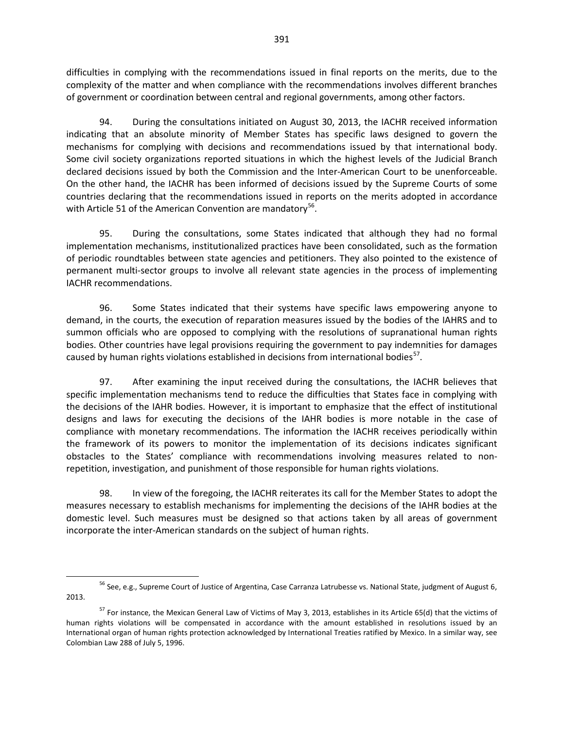difficulties in complying with the recommendations issued in final reports on the merits, due to the complexity of the matter and when compliance with the recommendations involves different branches of government or coordination between central and regional governments, among other factors.

94. During the consultations initiated on August 30, 2013, the IACHR received information indicating that an absolute minority of Member States has specific laws designed to govern the mechanisms for complying with decisions and recommendations issued by that international body. Some civil society organizations reported situations in which the highest levels of the Judicial Branch declared decisions issued by both the Commission and the Inter-American Court to be unenforceable. On the other hand, the IACHR has been informed of decisions issued by the Supreme Courts of some countries declaring that the recommendations issued in reports on the merits adopted in accordance with Article 51 of the American Convention are mandatory[56].

95. During the consultations, some States indicated that although they had no formal implementation mechanisms, institutionalized practices have been consolidated, such as the formation of periodic roundtables between state agencies and petitioners. They also pointed to the existence of permanent multi-sector groups to involve all relevant state agencies in the process of implementing IACHR recommendations.

96. Some States indicated that their systems have specific laws empowering anyone to demand, in the courts, the execution of reparation measures issued by the bodies of the IAHRS and to summon officials who are opposed to complying with the resolutions of supranational human rights bodies. Other countries have legal provisions requiring the government to pay indemnities for damages caused by human rights violations established in decisions from international bodies[57].

97. After examining the input received during the consultations, the IACHR believes that specific implementation mechanisms tend to reduce the difficulties that States face in complying with the decisions of the IAHR bodies. However, it is important to emphasize that the effect of institutional designs and laws for executing the decisions of the IAHR bodies is more notable in the case of compliance with monetary recommendations. The information the IACHR receives periodically within the framework of its powers to monitor the implementation of its decisions indicates significant obstacles to the States' compliance with recommendations involving measures related to non-repetition, investigation, and punishment of those responsible for human rights violations.

98. In view of the foregoing, the IACHR reiterates its call for the Member States to adopt the measures necessary to establish mechanisms for implementing the decisions of the IAHR bodies at the domestic level. Such measures must be designed so that actions taken by all areas of government incorporate the inter-American standards on the subject of human rights.

---

[56] See, e.g., Supreme Court of Justice of Argentina, Case Carranza Latrubesse vs. National State, judgment of August 6, 2013.

[57] For instance, the Mexican General Law of Victims of May 3, 2013, establishes in its Article 65(d) that the victims of human rights violations will be compensated in accordance with the amount established in resolutions issued by an International organ of human rights protection acknowledged by International Treaties ratified by Mexico. In a similar way, see Colombian Law 288 of July 5, 1996.